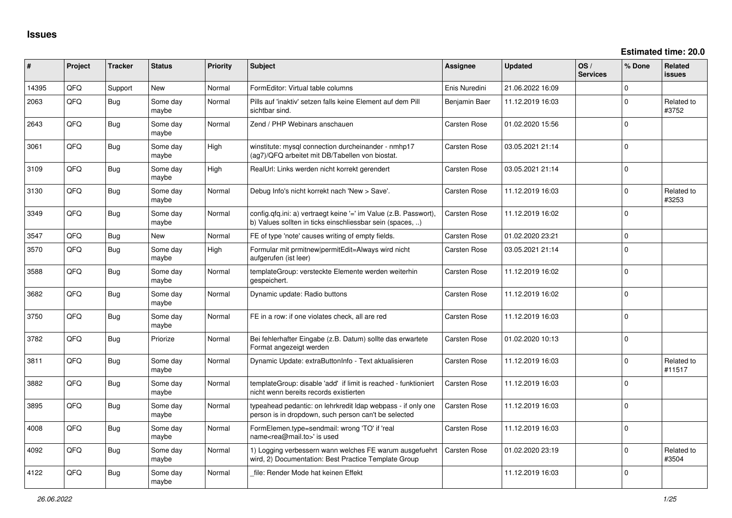# Issues

**Estimated time: 20.0**

| # | Project | Tracker | Status | Priority | Subject | Assignee | Updated | OS / Services | % Done | Related issues |
|---|---|---|---|---|---|---|---|---|---|---|
| 14395 | QFQ | Support | New | Normal | FormEditor: Virtual table columns | Enis Nuredini | 21.06.2022 16:09 | | 0 | |
| 2063 | QFQ | Bug | Some day maybe | Normal | Pills auf 'inaktiv' setzen falls keine Element auf dem Pill sichtbar sind. | Benjamin Baer | 11.12.2019 16:03 | | 0 | Related to #3752 |
| 2643 | QFQ | Bug | Some day maybe | Normal | Zend / PHP Webinars anschauen | Carsten Rose | 01.02.2020 15:56 | | 0 | |
| 3061 | QFQ | Bug | Some day maybe | High | winstitute: mysql connection durcheinander - nmhp17 (ag7)/QFQ arbeitet mit DB/Tabellen von biostat. | Carsten Rose | 03.05.2021 21:14 | | 0 | |
| 3109 | QFQ | Bug | Some day maybe | High | RealUrl: Links werden nicht korrekt gerendert | Carsten Rose | 03.05.2021 21:14 | | 0 | |
| 3130 | QFQ | Bug | Some day maybe | Normal | Debug Info's nicht korrekt nach 'New > Save'. | Carsten Rose | 11.12.2019 16:03 | | 0 | Related to #3253 |
| 3349 | QFQ | Bug | Some day maybe | Normal | config.qfq.ini: a) vertraegt keine '=' im Value (z.B. Passwort), b) Values sollten in ticks einschliessbar sein (spaces, ..) | Carsten Rose | 11.12.2019 16:02 | | 0 | |
| 3547 | QFQ | Bug | New | Normal | FE of type 'note' causes writing of empty fields. | Carsten Rose | 01.02.2020 23:21 | | 0 | |
| 3570 | QFQ | Bug | Some day maybe | High | Formular mit prmitnew\|permitEdit=Always wird nicht aufgerufen (ist leer) | Carsten Rose | 03.05.2021 21:14 | | 0 | |
| 3588 | QFQ | Bug | Some day maybe | Normal | templateGroup: versteckte Elemente werden weiterhin gespeichert. | Carsten Rose | 11.12.2019 16:02 | | 0 | |
| 3682 | QFQ | Bug | Some day maybe | Normal | Dynamic update: Radio buttons | Carsten Rose | 11.12.2019 16:02 | | 0 | |
| 3750 | QFQ | Bug | Some day maybe | Normal | FE in a row: if one violates check, all are red | Carsten Rose | 11.12.2019 16:03 | | 0 | |
| 3782 | QFQ | Bug | Priorize | Normal | Bei fehlerhafter Eingabe (z.B. Datum) sollte das erwartete Format angezeigt werden | Carsten Rose | 01.02.2020 10:13 | | 0 | |
| 3811 | QFQ | Bug | Some day maybe | Normal | Dynamic Update: extraButtonInfo - Text aktualisieren | Carsten Rose | 11.12.2019 16:03 | | 0 | Related to #11517 |
| 3882 | QFQ | Bug | Some day maybe | Normal | templateGroup: disable 'add' if limit is reached - funktioniert nicht wenn bereits records existierten | Carsten Rose | 11.12.2019 16:03 | | 0 | |
| 3895 | QFQ | Bug | Some day maybe | Normal | typeahead pedantic: on lehrkredit ldap webpass - if only one person is in dropdown, such person can't be selected | Carsten Rose | 11.12.2019 16:03 | | 0 | |
| 4008 | QFQ | Bug | Some day maybe | Normal | FormElemen.type=sendmail: wrong 'TO' if 'real name<rea@mail.to>' is used | Carsten Rose | 11.12.2019 16:03 | | 0 | |
| 4092 | QFQ | Bug | Some day maybe | Normal | 1) Logging verbessern wann welches FE warum ausgefuehrt wird, 2) Documentation: Best Practice Template Group | Carsten Rose | 01.02.2020 23:19 | | 0 | Related to #3504 |
| 4122 | QFQ | Bug | Some day maybe | Normal | _file: Render Mode hat keinen Effekt | | 11.12.2019 16:03 | | 0 | |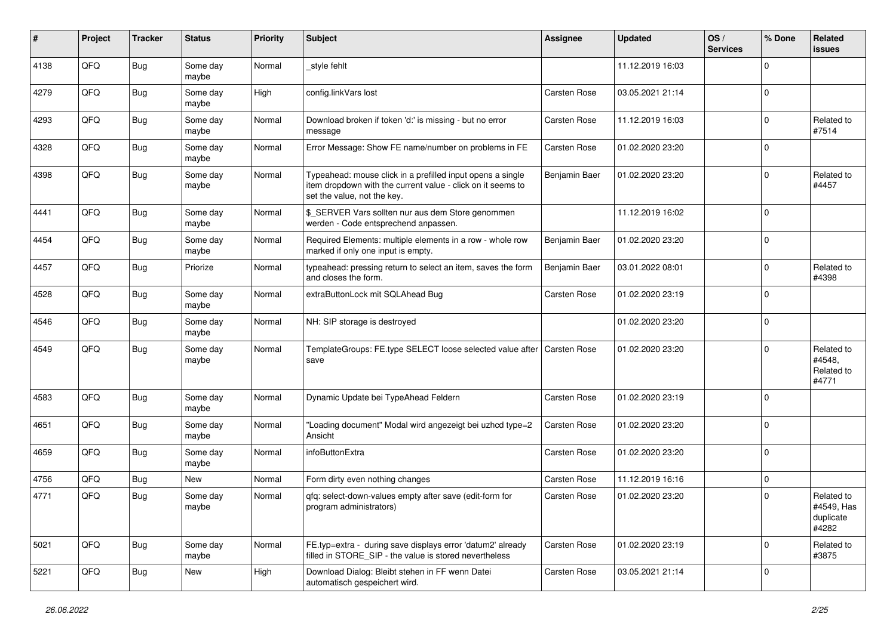| # | Project | Tracker | Status | Priority | Subject | Assignee | Updated | OS / Services | % Done | Related issues |
|---|---|---|---|---|---|---|---|---|---|---|
| 4138 | QFQ | Bug | Some day maybe | Normal | _style fehlt | | 11.12.2019 16:03 | | 0 | |
| 4279 | QFQ | Bug | Some day maybe | High | config.linkVars lost | Carsten Rose | 03.05.2021 21:14 | | 0 | |
| 4293 | QFQ | Bug | Some day maybe | Normal | Download broken if token 'd:' is missing - but no error message | Carsten Rose | 11.12.2019 16:03 | | 0 | Related to #7514 |
| 4328 | QFQ | Bug | Some day maybe | Normal | Error Message: Show FE name/number on problems in FE | Carsten Rose | 01.02.2020 23:20 | | 0 | |
| 4398 | QFQ | Bug | Some day maybe | Normal | Typeahead: mouse click in a prefilled input opens a single item dropdown with the current value - click on it seems to set the value, not the key. | Benjamin Baer | 01.02.2020 23:20 | | 0 | Related to #4457 |
| 4441 | QFQ | Bug | Some day maybe | Normal | $_SERVER Vars sollten nur aus dem Store genommen werden - Code entsprechend anpassen. | | 11.12.2019 16:02 | | 0 | |
| 4454 | QFQ | Bug | Some day maybe | Normal | Required Elements: multiple elements in a row - whole row marked if only one input is empty. | Benjamin Baer | 01.02.2020 23:20 | | 0 | |
| 4457 | QFQ | Bug | Priorize | Normal | typeahead: pressing return to select an item, saves the form and closes the form. | Benjamin Baer | 03.01.2022 08:01 | | 0 | Related to #4398 |
| 4528 | QFQ | Bug | Some day maybe | Normal | extraButtonLock mit SQLAhead Bug | Carsten Rose | 01.02.2020 23:19 | | 0 | |
| 4546 | QFQ | Bug | Some day maybe | Normal | NH: SIP storage is destroyed | | 01.02.2020 23:20 | | 0 | |
| 4549 | QFQ | Bug | Some day maybe | Normal | TemplateGroups: FE.type SELECT loose selected value after save | Carsten Rose | 01.02.2020 23:20 | | 0 | Related to #4548, Related to #4771 |
| 4583 | QFQ | Bug | Some day maybe | Normal | Dynamic Update bei TypeAhead Feldern | Carsten Rose | 01.02.2020 23:19 | | 0 | |
| 4651 | QFQ | Bug | Some day maybe | Normal | "Loading document" Modal wird angezeigt bei uzhcd type=2 Ansicht | Carsten Rose | 01.02.2020 23:20 | | 0 | |
| 4659 | QFQ | Bug | Some day maybe | Normal | infoButtonExtra | Carsten Rose | 01.02.2020 23:20 | | 0 | |
| 4756 | QFQ | Bug | New | Normal | Form dirty even nothing changes | Carsten Rose | 11.12.2019 16:16 | | 0 | |
| 4771 | QFQ | Bug | Some day maybe | Normal | qfq: select-down-values empty after save (edit-form for program administrators) | Carsten Rose | 01.02.2020 23:20 | | 0 | Related to #4549, Has duplicate #4282 |
| 5021 | QFQ | Bug | Some day maybe | Normal | FE.typ=extra - during save displays error 'datum2' already filled in STORE_SIP - the value is stored nevertheless | Carsten Rose | 01.02.2020 23:19 | | 0 | Related to #3875 |
| 5221 | QFQ | Bug | New | High | Download Dialog: Bleibt stehen in FF wenn Datei automatisch gespeichert wird. | Carsten Rose | 03.05.2021 21:14 | | 0 | |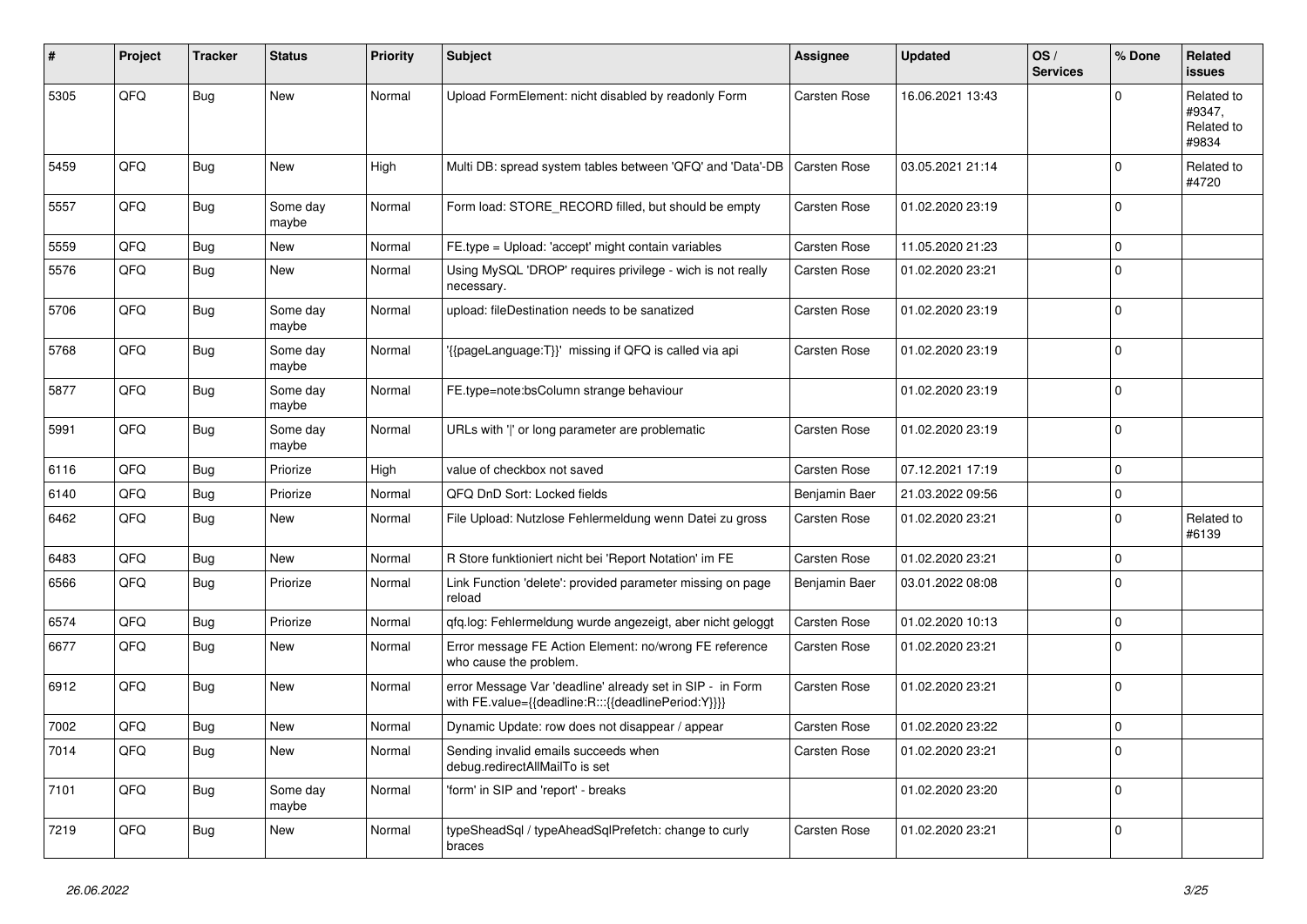| # | Project | Tracker | Status | Priority | Subject | Assignee | Updated | OS / Services | % Done | Related issues |
|---|---|---|---|---|---|---|---|---|---|---|
| 5305 | QFQ | Bug | New | Normal | Upload FormElement: nicht disabled by readonly Form | Carsten Rose | 16.06.2021 13:43 | | 0 | Related to #9347, Related to #9834 |
| 5459 | QFQ | Bug | New | High | Multi DB: spread system tables between 'QFQ' and 'Data'-DB | Carsten Rose | 03.05.2021 21:14 | | 0 | Related to #4720 |
| 5557 | QFQ | Bug | Some day maybe | Normal | Form load: STORE_RECORD filled, but should be empty | Carsten Rose | 01.02.2020 23:19 | | 0 | |
| 5559 | QFQ | Bug | New | Normal | FE.type = Upload: 'accept' might contain variables | Carsten Rose | 11.05.2020 21:23 | | 0 | |
| 5576 | QFQ | Bug | New | Normal | Using MySQL 'DROP' requires privilege - wich is not really necessary. | Carsten Rose | 01.02.2020 23:21 | | 0 | |
| 5706 | QFQ | Bug | Some day maybe | Normal | upload: fileDestination needs to be sanatized | Carsten Rose | 01.02.2020 23:19 | | 0 | |
| 5768 | QFQ | Bug | Some day maybe | Normal | '{{pageLanguage:T}}' missing if QFQ is called via api | Carsten Rose | 01.02.2020 23:19 | | 0 | |
| 5877 | QFQ | Bug | Some day maybe | Normal | FE.type=note:bsColumn strange behaviour | | 01.02.2020 23:19 | | 0 | |
| 5991 | QFQ | Bug | Some day maybe | Normal | URLs with '\|' or long parameter are problematic | Carsten Rose | 01.02.2020 23:19 | | 0 | |
| 6116 | QFQ | Bug | Priorize | High | value of checkbox not saved | Carsten Rose | 07.12.2021 17:19 | | 0 | |
| 6140 | QFQ | Bug | Priorize | Normal | QFQ DnD Sort: Locked fields | Benjamin Baer | 21.03.2022 09:56 | | 0 | |
| 6462 | QFQ | Bug | New | Normal | File Upload: Nutzlose Fehlermeldung wenn Datei zu gross | Carsten Rose | 01.02.2020 23:21 | | 0 | Related to #6139 |
| 6483 | QFQ | Bug | New | Normal | R Store funktioniert nicht bei 'Report Notation' im FE | Carsten Rose | 01.02.2020 23:21 | | 0 | |
| 6566 | QFQ | Bug | Priorize | Normal | Link Function 'delete': provided parameter missing on page reload | Benjamin Baer | 03.01.2022 08:08 | | 0 | |
| 6574 | QFQ | Bug | Priorize | Normal | qfq.log: Fehlermeldung wurde angezeigt, aber nicht geloggt | Carsten Rose | 01.02.2020 10:13 | | 0 | |
| 6677 | QFQ | Bug | New | Normal | Error message FE Action Element: no/wrong FE reference who cause the problem. | Carsten Rose | 01.02.2020 23:21 | | 0 | |
| 6912 | QFQ | Bug | New | Normal | error Message Var 'deadline' already set in SIP - in Form with FE.value={{deadline:R:::{{deadlinePeriod:Y}}}} | Carsten Rose | 01.02.2020 23:21 | | 0 | |
| 7002 | QFQ | Bug | New | Normal | Dynamic Update: row does not disappear / appear | Carsten Rose | 01.02.2020 23:22 | | 0 | |
| 7014 | QFQ | Bug | New | Normal | Sending invalid emails succeeds when debug.redirectAllMailTo is set | Carsten Rose | 01.02.2020 23:21 | | 0 | |
| 7101 | QFQ | Bug | Some day maybe | Normal | 'form' in SIP and 'report' - breaks | | 01.02.2020 23:20 | | 0 | |
| 7219 | QFQ | Bug | New | Normal | typeSheadSql / typeAheadSqlPrefetch: change to curly braces | Carsten Rose | 01.02.2020 23:21 | | 0 | |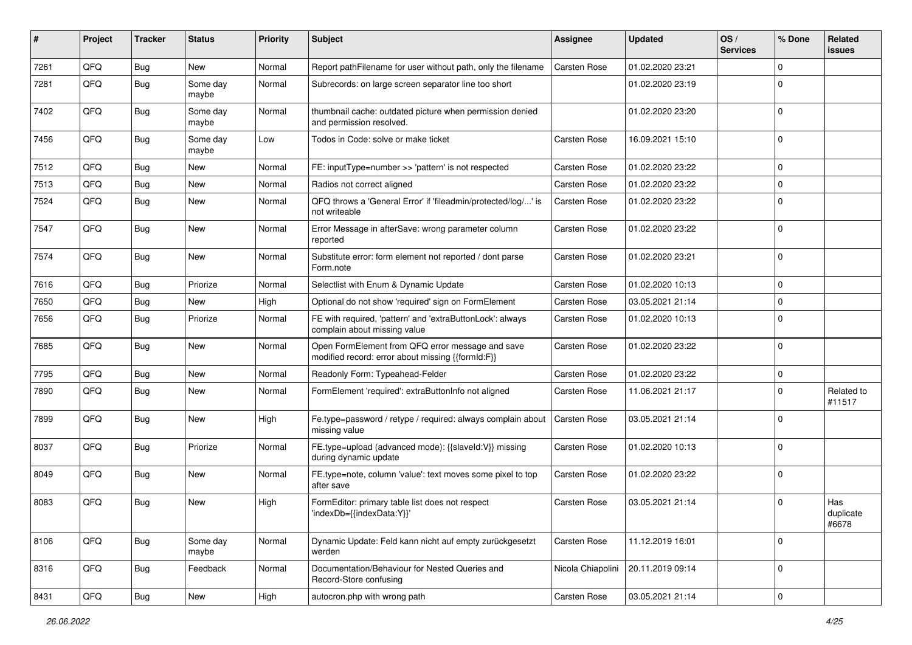| # | Project | Tracker | Status | Priority | Subject | Assignee | Updated | OS / Services | % Done | Related issues |
|---|---|---|---|---|---|---|---|---|---|---|
| 7261 | QFQ | Bug | New | Normal | Report pathFilename for user without path, only the filename | Carsten Rose | 01.02.2020 23:21 | | 0 | |
| 7281 | QFQ | Bug | Some day maybe | Normal | Subrecords: on large screen separator line too short | | 01.02.2020 23:19 | | 0 | |
| 7402 | QFQ | Bug | Some day maybe | Normal | thumbnail cache: outdated picture when permission denied and permission resolved. | | 01.02.2020 23:20 | | 0 | |
| 7456 | QFQ | Bug | Some day maybe | Low | Todos in Code: solve or make ticket | Carsten Rose | 16.09.2021 15:10 | | 0 | |
| 7512 | QFQ | Bug | New | Normal | FE: inputType=number >> 'pattern' is not respected | Carsten Rose | 01.02.2020 23:22 | | 0 | |
| 7513 | QFQ | Bug | New | Normal | Radios not correct aligned | Carsten Rose | 01.02.2020 23:22 | | 0 | |
| 7524 | QFQ | Bug | New | Normal | QFQ throws a 'General Error' if 'fileadmin/protected/log/...' is not writeable | Carsten Rose | 01.02.2020 23:22 | | 0 | |
| 7547 | QFQ | Bug | New | Normal | Error Message in afterSave: wrong parameter column reported | Carsten Rose | 01.02.2020 23:22 | | 0 | |
| 7574 | QFQ | Bug | New | Normal | Substitute error: form element not reported / dont parse Form.note | Carsten Rose | 01.02.2020 23:21 | | 0 | |
| 7616 | QFQ | Bug | Priorize | Normal | Selectlist with Enum & Dynamic Update | Carsten Rose | 01.02.2020 10:13 | | 0 | |
| 7650 | QFQ | Bug | New | High | Optional do not show 'required' sign on FormElement | Carsten Rose | 03.05.2021 21:14 | | 0 | |
| 7656 | QFQ | Bug | Priorize | Normal | FE with required, 'pattern' and 'extraButtonLock': always complain about missing value | Carsten Rose | 01.02.2020 10:13 | | 0 | |
| 7685 | QFQ | Bug | New | Normal | Open FormElement from QFQ error message and save modified record: error about missing {{formId:F}} | Carsten Rose | 01.02.2020 23:22 | | 0 | |
| 7795 | QFQ | Bug | New | Normal | Readonly Form: Typeahead-Felder | Carsten Rose | 01.02.2020 23:22 | | 0 | |
| 7890 | QFQ | Bug | New | Normal | FormElement 'required': extraButtonInfo not aligned | Carsten Rose | 11.06.2021 21:17 | | 0 | Related to #11517 |
| 7899 | QFQ | Bug | New | High | Fe.type=password / retype / required: always complain about missing value | Carsten Rose | 03.05.2021 21:14 | | 0 | |
| 8037 | QFQ | Bug | Priorize | Normal | FE.type=upload (advanced mode): {{slaveId:V}} missing during dynamic update | Carsten Rose | 01.02.2020 10:13 | | 0 | |
| 8049 | QFQ | Bug | New | Normal | FE.type=note, column 'value': text moves some pixel to top after save | Carsten Rose | 01.02.2020 23:22 | | 0 | |
| 8083 | QFQ | Bug | New | High | FormEditor: primary table list does not respect 'indexDb={{indexData:Y}}' | Carsten Rose | 03.05.2021 21:14 | | 0 | Has duplicate #6678 |
| 8106 | QFQ | Bug | Some day maybe | Normal | Dynamic Update: Feld kann nicht auf empty zurückgesetzt werden | Carsten Rose | 11.12.2019 16:01 | | 0 | |
| 8316 | QFQ | Bug | Feedback | Normal | Documentation/Behaviour for Nested Queries and Record-Store confusing | Nicola Chiapolini | 20.11.2019 09:14 | | 0 | |
| 8431 | QFQ | Bug | New | High | autocron.php with wrong path | Carsten Rose | 03.05.2021 21:14 | | 0 | |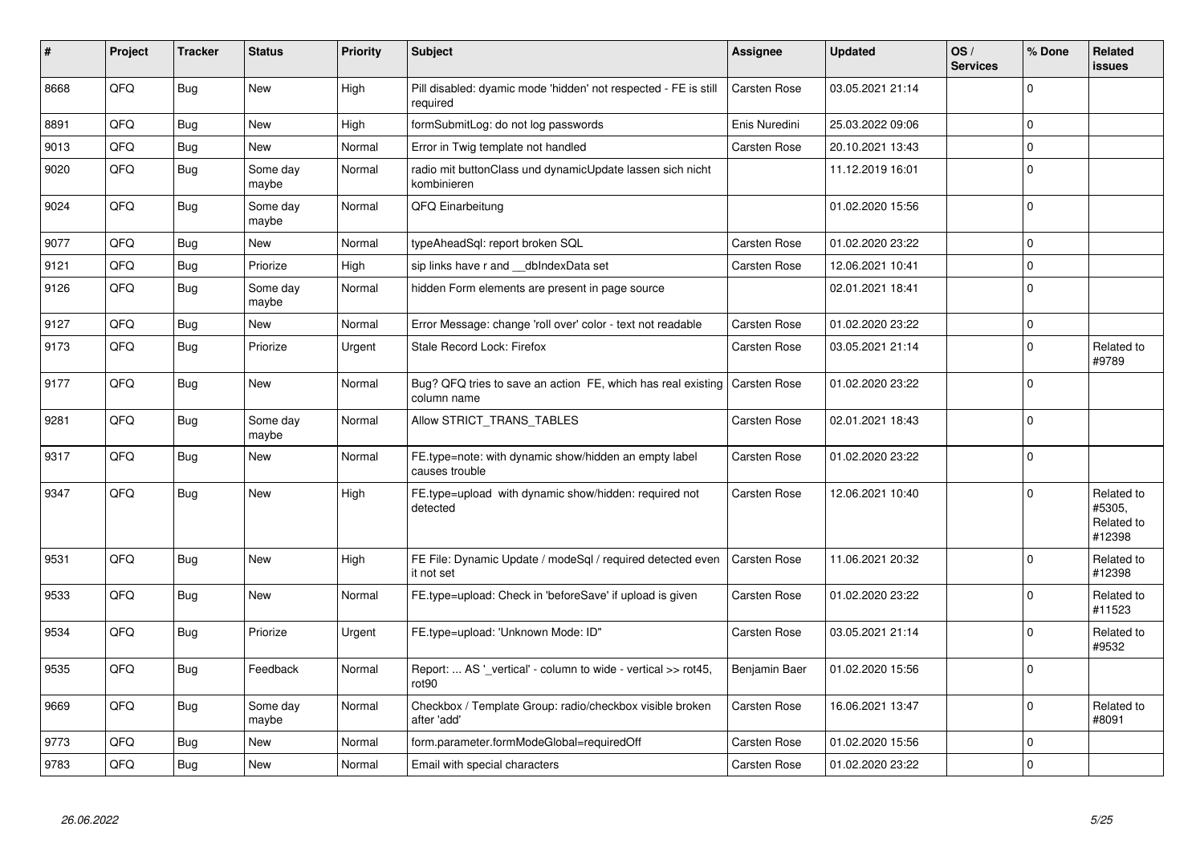| # | Project | Tracker | Status | Priority | Subject | Assignee | Updated | OS / Services | % Done | Related issues |
|---|---|---|---|---|---|---|---|---|---|---|
| 8668 | QFQ | Bug | New | High | Pill disabled: dyamic mode 'hidden' not respected - FE is still required | Carsten Rose | 03.05.2021 21:14 | | 0 | |
| 8891 | QFQ | Bug | New | High | formSubmitLog: do not log passwords | Enis Nuredini | 25.03.2022 09:06 | | 0 | |
| 9013 | QFQ | Bug | New | Normal | Error in Twig template not handled | Carsten Rose | 20.10.2021 13:43 | | 0 | |
| 9020 | QFQ | Bug | Some day maybe | Normal | radio mit buttonClass und dynamicUpdate lassen sich nicht kombinieren | | 11.12.2019 16:01 | | 0 | |
| 9024 | QFQ | Bug | Some day maybe | Normal | QFQ Einarbeitung | | 01.02.2020 15:56 | | 0 | |
| 9077 | QFQ | Bug | New | Normal | typeAheadSql: report broken SQL | Carsten Rose | 01.02.2020 23:22 | | 0 | |
| 9121 | QFQ | Bug | Priorize | High | sip links have r and __dbIndexData set | Carsten Rose | 12.06.2021 10:41 | | 0 | |
| 9126 | QFQ | Bug | Some day maybe | Normal | hidden Form elements are present in page source | | 02.01.2021 18:41 | | 0 | |
| 9127 | QFQ | Bug | New | Normal | Error Message: change 'roll over' color - text not readable | Carsten Rose | 01.02.2020 23:22 | | 0 | |
| 9173 | QFQ | Bug | Priorize | Urgent | Stale Record Lock: Firefox | Carsten Rose | 03.05.2021 21:14 | | 0 | Related to #9789 |
| 9177 | QFQ | Bug | New | Normal | Bug? QFQ tries to save an action FE, which has real existing column name | Carsten Rose | 01.02.2020 23:22 | | 0 | |
| 9281 | QFQ | Bug | Some day maybe | Normal | Allow STRICT_TRANS_TABLES | Carsten Rose | 02.01.2021 18:43 | | 0 | |
| 9317 | QFQ | Bug | New | Normal | FE.type=note: with dynamic show/hidden an empty label causes trouble | Carsten Rose | 01.02.2020 23:22 | | 0 | |
| 9347 | QFQ | Bug | New | High | FE.type=upload with dynamic show/hidden: required not detected | Carsten Rose | 12.06.2021 10:40 | | 0 | Related to #5305, Related to #12398 |
| 9531 | QFQ | Bug | New | High | FE File: Dynamic Update / modeSql / required detected even it not set | Carsten Rose | 11.06.2021 20:32 | | 0 | Related to #12398 |
| 9533 | QFQ | Bug | New | Normal | FE.type=upload: Check in 'beforeSave' if upload is given | Carsten Rose | 01.02.2020 23:22 | | 0 | Related to #11523 |
| 9534 | QFQ | Bug | Priorize | Urgent | FE.type=upload: 'Unknown Mode: ID" | Carsten Rose | 03.05.2021 21:14 | | 0 | Related to #9532 |
| 9535 | QFQ | Bug | Feedback | Normal | Report: ... AS '_vertical' - column to wide - vertical >> rot45, rot90 | Benjamin Baer | 01.02.2020 15:56 | | 0 | |
| 9669 | QFQ | Bug | Some day maybe | Normal | Checkbox / Template Group: radio/checkbox visible broken after 'add' | Carsten Rose | 16.06.2021 13:47 | | 0 | Related to #8091 |
| 9773 | QFQ | Bug | New | Normal | form.parameter.formModeGlobal=requiredOff | Carsten Rose | 01.02.2020 15:56 | | 0 | |
| 9783 | QFQ | Bug | New | Normal | Email with special characters | Carsten Rose | 01.02.2020 23:22 | | 0 | |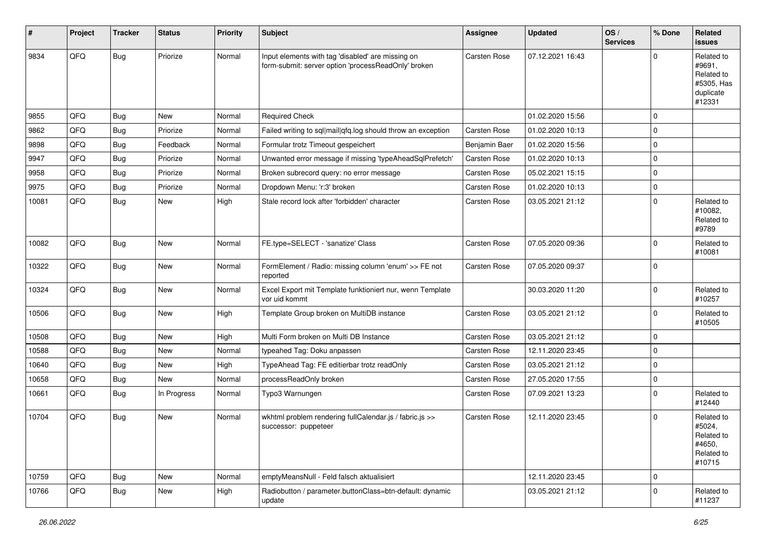| # | Project | Tracker | Status | Priority | Subject | Assignee | Updated | OS / Services | % Done | Related issues |
|---|---|---|---|---|---|---|---|---|---|---|
| 9834 | QFQ | Bug | Priorize | Normal | Input elements with tag 'disabled' are missing on form-submit: server option 'processReadOnly' broken | Carsten Rose | 07.12.2021 16:43 | | 0 | Related to #9691, Related to #5305, Has duplicate #12331 |
| 9855 | QFQ | Bug | New | Normal | Required Check | | 01.02.2020 15:56 | | 0 | |
| 9862 | QFQ | Bug | Priorize | Normal | Failed writing to sql|mail|qfq.log should throw an exception | Carsten Rose | 01.02.2020 10:13 | | 0 | |
| 9898 | QFQ | Bug | Feedback | Normal | Formular trotz Timeout gespeichert | Benjamin Baer | 01.02.2020 15:56 | | 0 | |
| 9947 | QFQ | Bug | Priorize | Normal | Unwanted error message if missing 'typeAheadSqlPrefetch' | Carsten Rose | 01.02.2020 10:13 | | 0 | |
| 9958 | QFQ | Bug | Priorize | Normal | Broken subrecord query: no error message | Carsten Rose | 05.02.2021 15:15 | | 0 | |
| 9975 | QFQ | Bug | Priorize | Normal | Dropdown Menu: 'r:3' broken | Carsten Rose | 01.02.2020 10:13 | | 0 | |
| 10081 | QFQ | Bug | New | High | Stale record lock after 'forbidden' character | Carsten Rose | 03.05.2021 21:12 | | 0 | Related to #10082, Related to #9789 |
| 10082 | QFQ | Bug | New | Normal | FE.type=SELECT - 'sanatize' Class | Carsten Rose | 07.05.2020 09:36 | | 0 | Related to #10081 |
| 10322 | QFQ | Bug | New | Normal | FormElement / Radio: missing column 'enum' >> FE not reported | Carsten Rose | 07.05.2020 09:37 | | 0 | |
| 10324 | QFQ | Bug | New | Normal | Excel Export mit Template funktioniert nur, wenn Template vor uid kommt | | 30.03.2020 11:20 | | 0 | Related to #10257 |
| 10506 | QFQ | Bug | New | High | Template Group broken on MultiDB instance | Carsten Rose | 03.05.2021 21:12 | | 0 | Related to #10505 |
| 10508 | QFQ | Bug | New | High | Multi Form broken on Multi DB Instance | Carsten Rose | 03.05.2021 21:12 | | 0 | |
| 10588 | QFQ | Bug | New | Normal | typeahed Tag: Doku anpassen | Carsten Rose | 12.11.2020 23:45 | | 0 | |
| 10640 | QFQ | Bug | New | High | TypeAhead Tag: FE editierbar trotz readOnly | Carsten Rose | 03.05.2021 21:12 | | 0 | |
| 10658 | QFQ | Bug | New | Normal | processReadOnly broken | Carsten Rose | 27.05.2020 17:55 | | 0 | |
| 10661 | QFQ | Bug | In Progress | Normal | Typo3 Warnungen | Carsten Rose | 07.09.2021 13:23 | | 0 | Related to #12440 |
| 10704 | QFQ | Bug | New | Normal | wkhtml problem rendering fullCalendar.js / fabric.js >> successor: puppeteer | Carsten Rose | 12.11.2020 23:45 | | 0 | Related to #5024, Related to #4650, Related to #10715 |
| 10759 | QFQ | Bug | New | Normal | emptyMeansNull - Feld falsch aktualisiert | | 12.11.2020 23:45 | | 0 | |
| 10766 | QFQ | Bug | New | High | Radiobutton / parameter.buttonClass=btn-default: dynamic update | | 03.05.2021 21:12 | | 0 | Related to #11237 |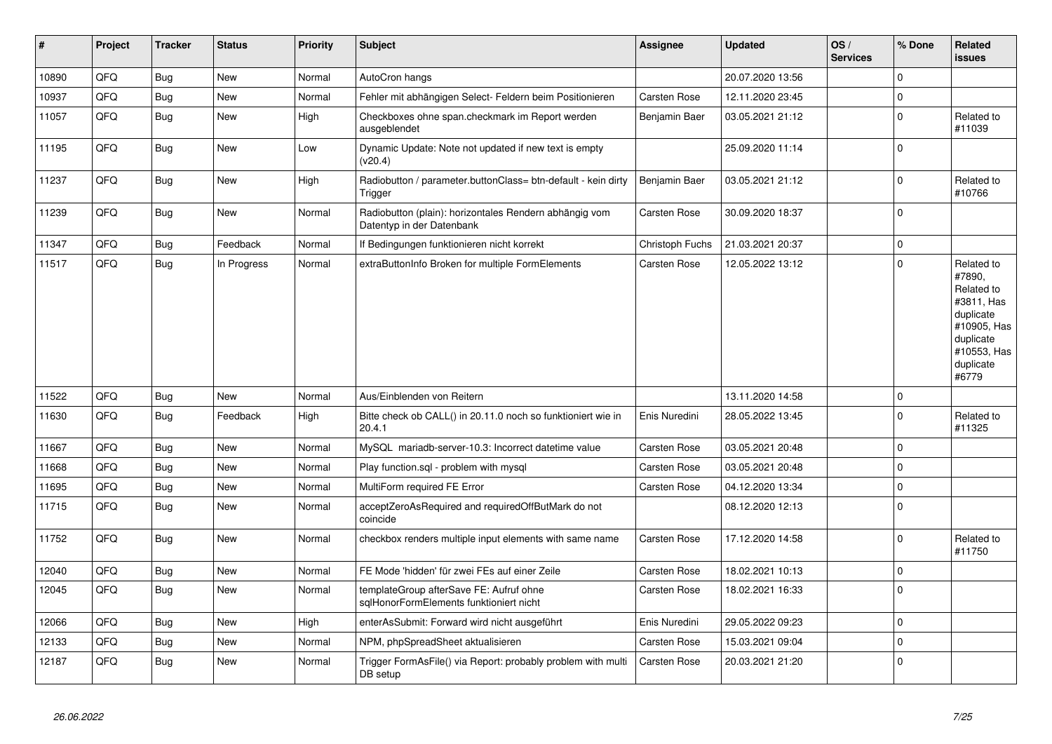| # | Project | Tracker | Status | Priority | Subject | Assignee | Updated | OS / Services | % Done | Related issues |
|---|---|---|---|---|---|---|---|---|---|---|
| 10890 | QFQ | Bug | New | Normal | AutoCron hangs | | 20.07.2020 13:56 | | 0 | |
| 10937 | QFQ | Bug | New | Normal | Fehler mit abhängigen Select- Feldern beim Positionieren | Carsten Rose | 12.11.2020 23:45 | | 0 | |
| 11057 | QFQ | Bug | New | High | Checkboxes ohne span.checkmark im Report werden ausgeblendet | Benjamin Baer | 03.05.2021 21:12 | | 0 | Related to #11039 |
| 11195 | QFQ | Bug | New | Low | Dynamic Update: Note not updated if new text is empty (v20.4) | | 25.09.2020 11:14 | | 0 | |
| 11237 | QFQ | Bug | New | High | Radiobutton / parameter.buttonClass= btn-default - kein dirty Trigger | Benjamin Baer | 03.05.2021 21:12 | | 0 | Related to #10766 |
| 11239 | QFQ | Bug | New | Normal | Radiobutton (plain): horizontales Rendern abhängig vom Datentyp in der Datenbank | Carsten Rose | 30.09.2020 18:37 | | 0 | |
| 11347 | QFQ | Bug | Feedback | Normal | If Bedingungen funktionieren nicht korrekt | Christoph Fuchs | 21.03.2021 20:37 | | 0 | |
| 11517 | QFQ | Bug | In Progress | Normal | extraButtonInfo Broken for multiple FormElements | Carsten Rose | 12.05.2022 13:12 | | 0 | Related to #7890, Related to #3811, Has duplicate #10905, Has duplicate #10553, Has duplicate #6779 |
| 11522 | QFQ | Bug | New | Normal | Aus/Einblenden von Reitern | | 13.11.2020 14:58 | | 0 | |
| 11630 | QFQ | Bug | Feedback | High | Bitte check ob CALL() in 20.11.0 noch so funktioniert wie in 20.4.1 | Enis Nuredini | 28.05.2022 13:45 | | 0 | Related to #11325 |
| 11667 | QFQ | Bug | New | Normal | MySQL mariadb-server-10.3: Incorrect datetime value | Carsten Rose | 03.05.2021 20:48 | | 0 | |
| 11668 | QFQ | Bug | New | Normal | Play function.sql - problem with mysql | Carsten Rose | 03.05.2021 20:48 | | 0 | |
| 11695 | QFQ | Bug | New | Normal | MultiForm required FE Error | Carsten Rose | 04.12.2020 13:34 | | 0 | |
| 11715 | QFQ | Bug | New | Normal | acceptZeroAsRequired and requiredOffButMark do not coincide | | 08.12.2020 12:13 | | 0 | |
| 11752 | QFQ | Bug | New | Normal | checkbox renders multiple input elements with same name | Carsten Rose | 17.12.2020 14:58 | | 0 | Related to #11750 |
| 12040 | QFQ | Bug | New | Normal | FE Mode 'hidden' für zwei FEs auf einer Zeile | Carsten Rose | 18.02.2021 10:13 | | 0 | |
| 12045 | QFQ | Bug | New | Normal | templateGroup afterSave FE: Aufruf ohne sqlHonorFormElements funktioniert nicht | Carsten Rose | 18.02.2021 16:33 | | 0 | |
| 12066 | QFQ | Bug | New | High | enterAsSubmit: Forward wird nicht ausgeführt | Enis Nuredini | 29.05.2022 09:23 | | 0 | |
| 12133 | QFQ | Bug | New | Normal | NPM, phpSpreadSheet aktualisieren | Carsten Rose | 15.03.2021 09:04 | | 0 | |
| 12187 | QFQ | Bug | New | Normal | Trigger FormAsFile() via Report: probably problem with multi DB setup | Carsten Rose | 20.03.2021 21:20 | | 0 | |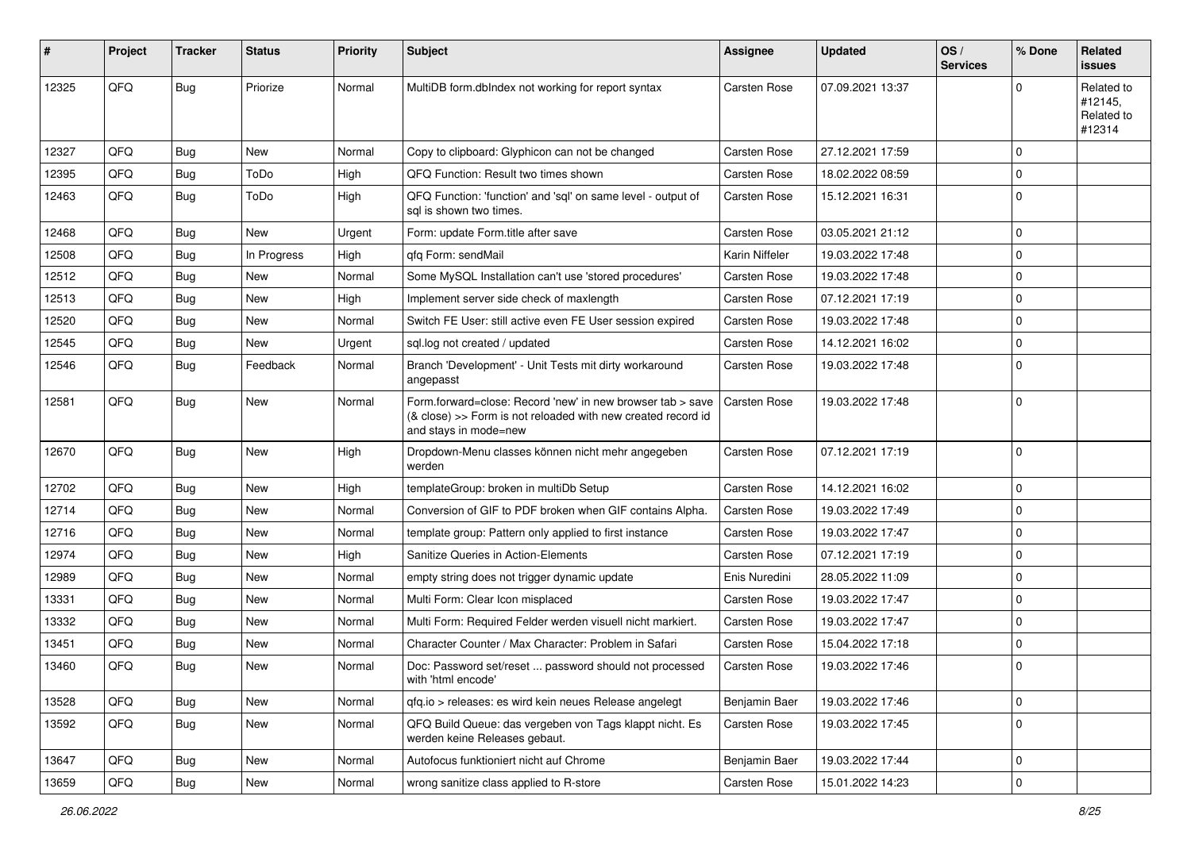| # | Project | Tracker | Status | Priority | Subject | Assignee | Updated | OS / Services | % Done | Related issues |
|---|---|---|---|---|---|---|---|---|---|---|
| 12325 | QFQ | Bug | Priorize | Normal | MultiDB form.dbIndex not working for report syntax | Carsten Rose | 07.09.2021 13:37 | | 0 | Related to #12145, Related to #12314 |
| 12327 | QFQ | Bug | New | Normal | Copy to clipboard: Glyphicon can not be changed | Carsten Rose | 27.12.2021 17:59 | | 0 | |
| 12395 | QFQ | Bug | ToDo | High | QFQ Function: Result two times shown | Carsten Rose | 18.02.2022 08:59 | | 0 | |
| 12463 | QFQ | Bug | ToDo | High | QFQ Function: 'function' and 'sql' on same level - output of sql is shown two times. | Carsten Rose | 15.12.2021 16:31 | | 0 | |
| 12468 | QFQ | Bug | New | Urgent | Form: update Form.title after save | Carsten Rose | 03.05.2021 21:12 | | 0 | |
| 12508 | QFQ | Bug | In Progress | High | qfq Form: sendMail | Karin Niffeler | 19.03.2022 17:48 | | 0 | |
| 12512 | QFQ | Bug | New | Normal | Some MySQL Installation can't use 'stored procedures' | Carsten Rose | 19.03.2022 17:48 | | 0 | |
| 12513 | QFQ | Bug | New | High | Implement server side check of maxlength | Carsten Rose | 07.12.2021 17:19 | | 0 | |
| 12520 | QFQ | Bug | New | Normal | Switch FE User: still active even FE User session expired | Carsten Rose | 19.03.2022 17:48 | | 0 | |
| 12545 | QFQ | Bug | New | Urgent | sql.log not created / updated | Carsten Rose | 14.12.2021 16:02 | | 0 | |
| 12546 | QFQ | Bug | Feedback | Normal | Branch 'Development' - Unit Tests mit dirty workaround angepasst | Carsten Rose | 19.03.2022 17:48 | | 0 | |
| 12581 | QFQ | Bug | New | Normal | Form.forward=close: Record 'new' in new browser tab > save (& close) >> Form is not reloaded with new created record id and stays in mode=new | Carsten Rose | 19.03.2022 17:48 | | 0 | |
| 12670 | QFQ | Bug | New | High | Dropdown-Menu classes können nicht mehr angegeben werden | Carsten Rose | 07.12.2021 17:19 | | 0 | |
| 12702 | QFQ | Bug | New | High | templateGroup: broken in multiDb Setup | Carsten Rose | 14.12.2021 16:02 | | 0 | |
| 12714 | QFQ | Bug | New | Normal | Conversion of GIF to PDF broken when GIF contains Alpha. | Carsten Rose | 19.03.2022 17:49 | | 0 | |
| 12716 | QFQ | Bug | New | Normal | template group: Pattern only applied to first instance | Carsten Rose | 19.03.2022 17:47 | | 0 | |
| 12974 | QFQ | Bug | New | High | Sanitize Queries in Action-Elements | Carsten Rose | 07.12.2021 17:19 | | 0 | |
| 12989 | QFQ | Bug | New | Normal | empty string does not trigger dynamic update | Enis Nuredini | 28.05.2022 11:09 | | 0 | |
| 13331 | QFQ | Bug | New | Normal | Multi Form: Clear Icon misplaced | Carsten Rose | 19.03.2022 17:47 | | 0 | |
| 13332 | QFQ | Bug | New | Normal | Multi Form: Required Felder werden visuell nicht markiert. | Carsten Rose | 19.03.2022 17:47 | | 0 | |
| 13451 | QFQ | Bug | New | Normal | Character Counter / Max Character: Problem in Safari | Carsten Rose | 15.04.2022 17:18 | | 0 | |
| 13460 | QFQ | Bug | New | Normal | Doc: Password set/reset ... password should not processed with 'html encode' | Carsten Rose | 19.03.2022 17:46 | | 0 | |
| 13528 | QFQ | Bug | New | Normal | qfq.io > releases: es wird kein neues Release angelegt | Benjamin Baer | 19.03.2022 17:46 | | 0 | |
| 13592 | QFQ | Bug | New | Normal | QFQ Build Queue: das vergeben von Tags klappt nicht. Es werden keine Releases gebaut. | Carsten Rose | 19.03.2022 17:45 | | 0 | |
| 13647 | QFQ | Bug | New | Normal | Autofocus funktioniert nicht auf Chrome | Benjamin Baer | 19.03.2022 17:44 | | 0 | |
| 13659 | QFQ | Bug | New | Normal | wrong sanitize class applied to R-store | Carsten Rose | 15.01.2022 14:23 | | 0 | |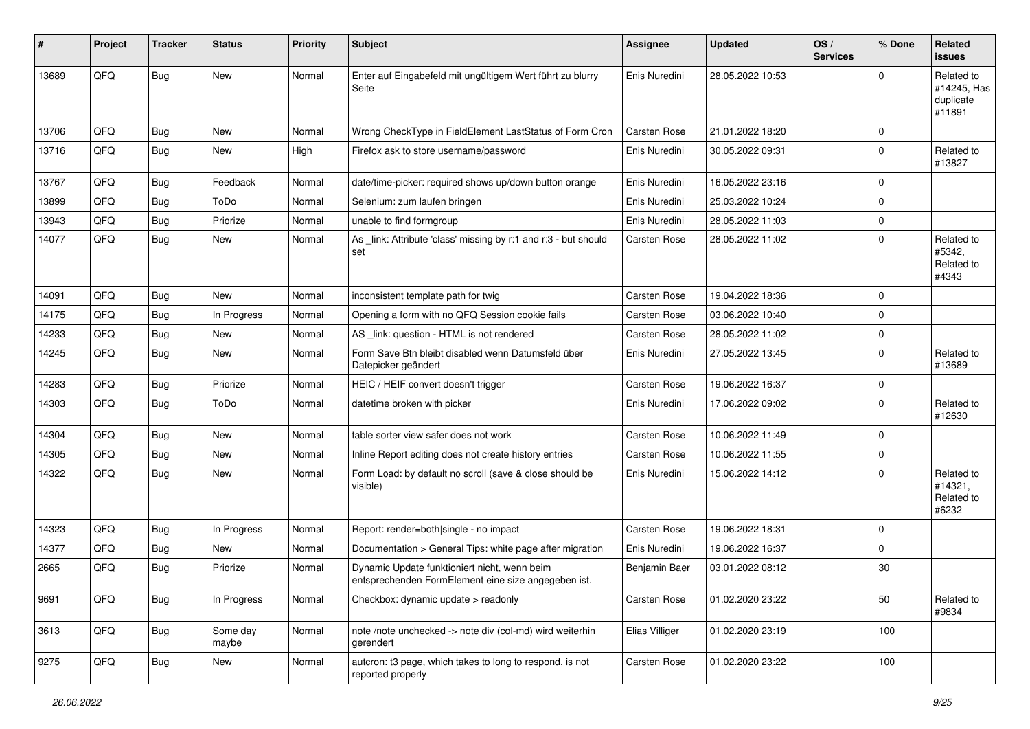| # | Project | Tracker | Status | Priority | Subject | Assignee | Updated | OS / Services | % Done | Related issues |
|---|---|---|---|---|---|---|---|---|---|---|
| 13689 | QFQ | Bug | New | Normal | Enter auf Eingabefeld mit ungültigem Wert führt zu blurry Seite | Enis Nuredini | 28.05.2022 10:53 | | 0 | Related to #14245, Has duplicate #11891 |
| 13706 | QFQ | Bug | New | Normal | Wrong CheckType in FieldElement LastStatus of Form Cron | Carsten Rose | 21.01.2022 18:20 | | 0 | |
| 13716 | QFQ | Bug | New | High | Firefox ask to store username/password | Enis Nuredini | 30.05.2022 09:31 | | 0 | Related to #13827 |
| 13767 | QFQ | Bug | Feedback | Normal | date/time-picker: required shows up/down button orange | Enis Nuredini | 16.05.2022 23:16 | | 0 | |
| 13899 | QFQ | Bug | ToDo | Normal | Selenium: zum laufen bringen | Enis Nuredini | 25.03.2022 10:24 | | 0 | |
| 13943 | QFQ | Bug | Priorize | Normal | unable to find formgroup | Enis Nuredini | 28.05.2022 11:03 | | 0 | |
| 14077 | QFQ | Bug | New | Normal | As _link: Attribute 'class' missing by r:1 and r:3 - but should set | Carsten Rose | 28.05.2022 11:02 | | 0 | Related to #5342, Related to #4343 |
| 14091 | QFQ | Bug | New | Normal | inconsistent template path for twig | Carsten Rose | 19.04.2022 18:36 | | 0 | |
| 14175 | QFQ | Bug | In Progress | Normal | Opening a form with no QFQ Session cookie fails | Carsten Rose | 03.06.2022 10:40 | | 0 | |
| 14233 | QFQ | Bug | New | Normal | AS _link: question - HTML is not rendered | Carsten Rose | 28.05.2022 11:02 | | 0 | |
| 14245 | QFQ | Bug | New | Normal | Form Save Btn bleibt disabled wenn Datumsfeld über Datepicker geändert | Enis Nuredini | 27.05.2022 13:45 | | 0 | Related to #13689 |
| 14283 | QFQ | Bug | Priorize | Normal | HEIC / HEIF convert doesn't trigger | Carsten Rose | 19.06.2022 16:37 | | 0 | |
| 14303 | QFQ | Bug | ToDo | Normal | datetime broken with picker | Enis Nuredini | 17.06.2022 09:02 | | 0 | Related to #12630 |
| 14304 | QFQ | Bug | New | Normal | table sorter view safer does not work | Carsten Rose | 10.06.2022 11:49 | | 0 | |
| 14305 | QFQ | Bug | New | Normal | Inline Report editing does not create history entries | Carsten Rose | 10.06.2022 11:55 | | 0 | |
| 14322 | QFQ | Bug | New | Normal | Form Load: by default no scroll (save & close should be visible) | Enis Nuredini | 15.06.2022 14:12 | | 0 | Related to #14321, Related to #6232 |
| 14323 | QFQ | Bug | In Progress | Normal | Report: render=both\|single - no impact | Carsten Rose | 19.06.2022 18:31 | | 0 | |
| 14377 | QFQ | Bug | New | Normal | Documentation > General Tips: white page after migration | Enis Nuredini | 19.06.2022 16:37 | | 0 | |
| 2665 | QFQ | Bug | Priorize | Normal | Dynamic Update funktioniert nicht, wenn beim entsprechenden FormElement eine size angegeben ist. | Benjamin Baer | 03.01.2022 08:12 | | 30 | |
| 9691 | QFQ | Bug | In Progress | Normal | Checkbox: dynamic update > readonly | Carsten Rose | 01.02.2020 23:22 | | 50 | Related to #9834 |
| 3613 | QFQ | Bug | Some day maybe | Normal | note /note unchecked -> note div (col-md) wird weiterhin gerendert | Elias Villiger | 01.02.2020 23:19 | | 100 | |
| 9275 | QFQ | Bug | New | Normal | autcron: t3 page, which takes to long to respond, is not reported properly | Carsten Rose | 01.02.2020 23:22 | | 100 | |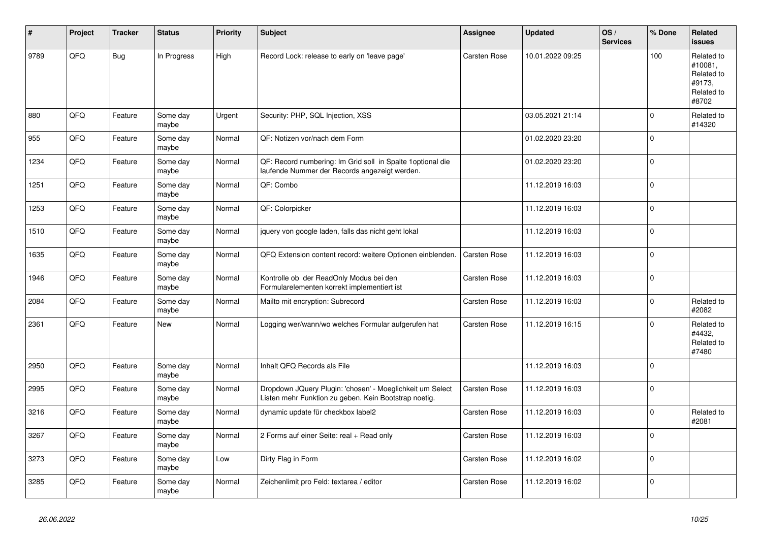| # | Project | Tracker | Status | Priority | Subject | Assignee | Updated | OS / Services | % Done | Related issues |
|---|---|---|---|---|---|---|---|---|---|---|
| 9789 | QFQ | Bug | In Progress | High | Record Lock: release to early on 'leave page' | Carsten Rose | 10.01.2022 09:25 | | 100 | Related to #10081, Related to #9173, Related to #8702 |
| 880 | QFQ | Feature | Some day maybe | Urgent | Security: PHP, SQL Injection, XSS | | 03.05.2021 21:14 | | 0 | Related to #14320 |
| 955 | QFQ | Feature | Some day maybe | Normal | QF: Notizen vor/nach dem Form | | 01.02.2020 23:20 | | 0 | |
| 1234 | QFQ | Feature | Some day maybe | Normal | QF: Record numbering: Im Grid soll in Spalte 1optional die laufende Nummer der Records angezeigt werden. | | 01.02.2020 23:20 | | 0 | |
| 1251 | QFQ | Feature | Some day maybe | Normal | QF: Combo | | 11.12.2019 16:03 | | 0 | |
| 1253 | QFQ | Feature | Some day maybe | Normal | QF: Colorpicker | | 11.12.2019 16:03 | | 0 | |
| 1510 | QFQ | Feature | Some day maybe | Normal | jquery von google laden, falls das nicht geht lokal | | 11.12.2019 16:03 | | 0 | |
| 1635 | QFQ | Feature | Some day maybe | Normal | QFQ Extension content record: weitere Optionen einblenden. | Carsten Rose | 11.12.2019 16:03 | | 0 | |
| 1946 | QFQ | Feature | Some day maybe | Normal | Kontrolle ob der ReadOnly Modus bei den Formularelementen korrekt implementiert ist | Carsten Rose | 11.12.2019 16:03 | | 0 | |
| 2084 | QFQ | Feature | Some day maybe | Normal | Mailto mit encryption: Subrecord | Carsten Rose | 11.12.2019 16:03 | | 0 | Related to #2082 |
| 2361 | QFQ | Feature | New | Normal | Logging wer/wann/wo welches Formular aufgerufen hat | Carsten Rose | 11.12.2019 16:15 | | 0 | Related to #4432, Related to #7480 |
| 2950 | QFQ | Feature | Some day maybe | Normal | Inhalt QFQ Records als File | | 11.12.2019 16:03 | | 0 | |
| 2995 | QFQ | Feature | Some day maybe | Normal | Dropdown JQuery Plugin: 'chosen' - Moeglichkeit um Select Listen mehr Funktion zu geben. Kein Bootstrap noetig. | Carsten Rose | 11.12.2019 16:03 | | 0 | |
| 3216 | QFQ | Feature | Some day maybe | Normal | dynamic update für checkbox label2 | Carsten Rose | 11.12.2019 16:03 | | 0 | Related to #2081 |
| 3267 | QFQ | Feature | Some day maybe | Normal | 2 Forms auf einer Seite: real + Read only | Carsten Rose | 11.12.2019 16:03 | | 0 | |
| 3273 | QFQ | Feature | Some day maybe | Low | Dirty Flag in Form | Carsten Rose | 11.12.2019 16:02 | | 0 | |
| 3285 | QFQ | Feature | Some day maybe | Normal | Zeichenlimit pro Feld: textarea / editor | Carsten Rose | 11.12.2019 16:02 | | 0 | |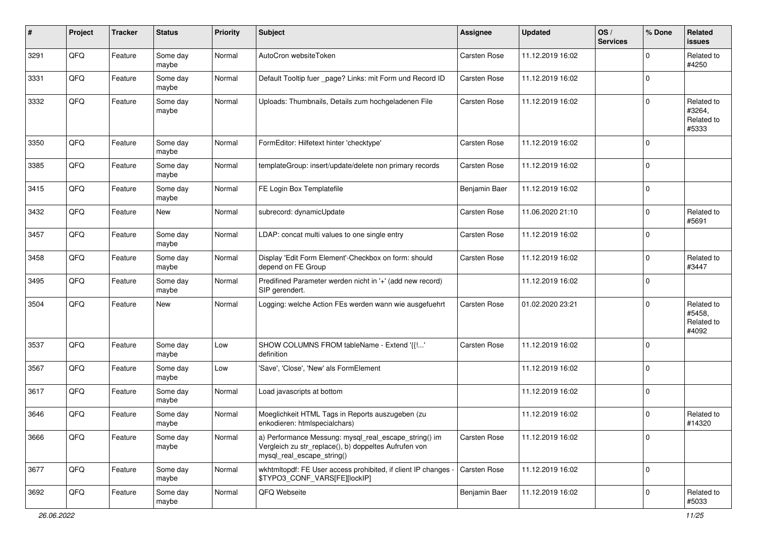| # | Project | Tracker | Status | Priority | Subject | Assignee | Updated | OS / Services | % Done | Related issues |
|---|---|---|---|---|---|---|---|---|---|---|
| 3291 | QFQ | Feature | Some day maybe | Normal | AutoCron websiteToken | Carsten Rose | 11.12.2019 16:02 | | 0 | Related to #4250 |
| 3331 | QFQ | Feature | Some day maybe | Normal | Default Tooltip fuer _page? Links: mit Form und Record ID | Carsten Rose | 11.12.2019 16:02 | | 0 | |
| 3332 | QFQ | Feature | Some day maybe | Normal | Uploads: Thumbnails, Details zum hochgeladenen File | Carsten Rose | 11.12.2019 16:02 | | 0 | Related to #3264, Related to #5333 |
| 3350 | QFQ | Feature | Some day maybe | Normal | FormEditor: Hilfetext hinter 'checktype' | Carsten Rose | 11.12.2019 16:02 | | 0 | |
| 3385 | QFQ | Feature | Some day maybe | Normal | templateGroup: insert/update/delete non primary records | Carsten Rose | 11.12.2019 16:02 | | 0 | |
| 3415 | QFQ | Feature | Some day maybe | Normal | FE Login Box Templatefile | Benjamin Baer | 11.12.2019 16:02 | | 0 | |
| 3432 | QFQ | Feature | New | Normal | subrecord: dynamicUpdate | Carsten Rose | 11.06.2020 21:10 | | 0 | Related to #5691 |
| 3457 | QFQ | Feature | Some day maybe | Normal | LDAP: concat multi values to one single entry | Carsten Rose | 11.12.2019 16:02 | | 0 | |
| 3458 | QFQ | Feature | Some day maybe | Normal | Display 'Edit Form Element'-Checkbox on form: should depend on FE Group | Carsten Rose | 11.12.2019 16:02 | | 0 | Related to #3447 |
| 3495 | QFQ | Feature | Some day maybe | Normal | Predifined Parameter werden nicht in '+' (add new record) SIP gerendert. | | 11.12.2019 16:02 | | 0 | |
| 3504 | QFQ | Feature | New | Normal | Logging: welche Action FEs werden wann wie ausgefuehrt | Carsten Rose | 01.02.2020 23:21 | | 0 | Related to #5458, Related to #4092 |
| 3537 | QFQ | Feature | Some day maybe | Low | SHOW COLUMNS FROM tableName - Extend '{{!...' definition | Carsten Rose | 11.12.2019 16:02 | | 0 | |
| 3567 | QFQ | Feature | Some day maybe | Low | 'Save', 'Close', 'New' als FormElement | | 11.12.2019 16:02 | | 0 | |
| 3617 | QFQ | Feature | Some day maybe | Normal | Load javascripts at bottom | | 11.12.2019 16:02 | | 0 | |
| 3646 | QFQ | Feature | Some day maybe | Normal | Moeglichkeit HTML Tags in Reports auszugeben (zu enkodieren: htmlspecialchars) | | 11.12.2019 16:02 | | 0 | Related to #14320 |
| 3666 | QFQ | Feature | Some day maybe | Normal | a) Performance Messung: mysql_real_escape_string() im Vergleich zu str_replace(), b) doppeltes Aufrufen von mysql_real_escape_string() | Carsten Rose | 11.12.2019 16:02 | | 0 | |
| 3677 | QFQ | Feature | Some day maybe | Normal | wkhtmltopdf: FE User access prohibited, if client IP changes - $TYPO3_CONF_VARS[FE][lockIP] | Carsten Rose | 11.12.2019 16:02 | | 0 | |
| 3692 | QFQ | Feature | Some day maybe | Normal | QFQ Webseite | Benjamin Baer | 11.12.2019 16:02 | | 0 | Related to #5033 |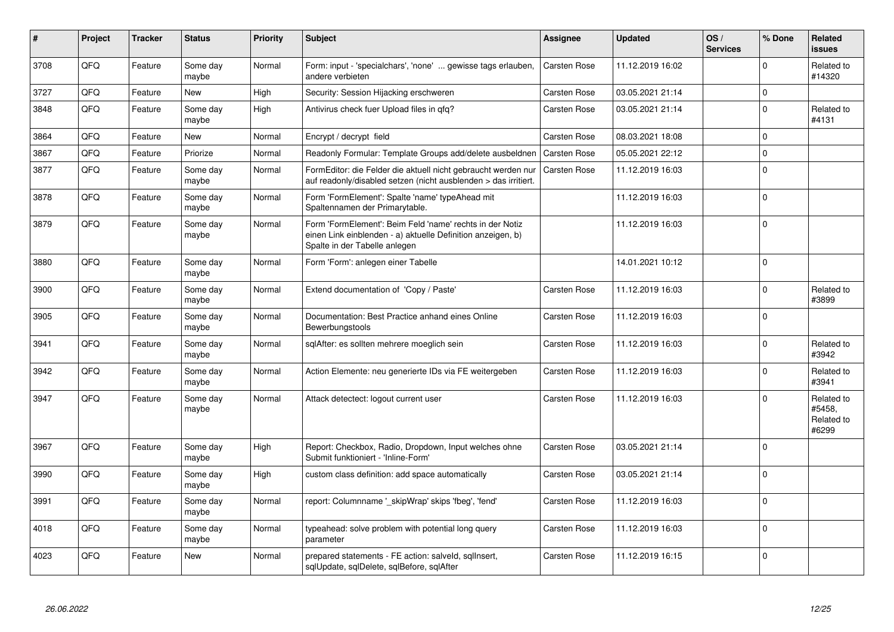| # | Project | Tracker | Status | Priority | Subject | Assignee | Updated | OS / Services | % Done | Related issues |
|---|---|---|---|---|---|---|---|---|---|---|
| 3708 | QFQ | Feature | Some day maybe | Normal | Form: input - 'specialchars', 'none' ... gewisse tags erlauben, andere verbieten | Carsten Rose | 11.12.2019 16:02 | | 0 | Related to #14320 |
| 3727 | QFQ | Feature | New | High | Security: Session Hijacking erschweren | Carsten Rose | 03.05.2021 21:14 | | 0 | |
| 3848 | QFQ | Feature | Some day maybe | High | Antivirus check fuer Upload files in qfq? | Carsten Rose | 03.05.2021 21:14 | | 0 | Related to #4131 |
| 3864 | QFQ | Feature | New | Normal | Encrypt / decrypt field | Carsten Rose | 08.03.2021 18:08 | | 0 | |
| 3867 | QFQ | Feature | Priorize | Normal | Readonly Formular: Template Groups add/delete ausbeldnen | Carsten Rose | 05.05.2021 22:12 | | 0 | |
| 3877 | QFQ | Feature | Some day maybe | Normal | FormEditor: die Felder die aktuell nicht gebraucht werden nur auf readonly/disabled setzen (nicht ausblenden > das irritiert. | Carsten Rose | 11.12.2019 16:03 | | 0 | |
| 3878 | QFQ | Feature | Some day maybe | Normal | Form 'FormElement': Spalte 'name' typeAhead mit Spaltennamen der Primarytable. | | 11.12.2019 16:03 | | 0 | |
| 3879 | QFQ | Feature | Some day maybe | Normal | Form 'FormElement': Beim Feld 'name' rechts in der Notiz einen Link einblenden - a) aktuelle Definition anzeigen, b) Spalte in der Tabelle anlegen | | 11.12.2019 16:03 | | 0 | |
| 3880 | QFQ | Feature | Some day maybe | Normal | Form 'Form': anlegen einer Tabelle | | 14.01.2021 10:12 | | 0 | |
| 3900 | QFQ | Feature | Some day maybe | Normal | Extend documentation of 'Copy / Paste' | Carsten Rose | 11.12.2019 16:03 | | 0 | Related to #3899 |
| 3905 | QFQ | Feature | Some day maybe | Normal | Documentation: Best Practice anhand eines Online Bewerbungstools | Carsten Rose | 11.12.2019 16:03 | | 0 | |
| 3941 | QFQ | Feature | Some day maybe | Normal | sqlAfter: es sollten mehrere moeglich sein | Carsten Rose | 11.12.2019 16:03 | | 0 | Related to #3942 |
| 3942 | QFQ | Feature | Some day maybe | Normal | Action Elemente: neu generierte IDs via FE weitergeben | Carsten Rose | 11.12.2019 16:03 | | 0 | Related to #3941 |
| 3947 | QFQ | Feature | Some day maybe | Normal | Attack detectect: logout current user | Carsten Rose | 11.12.2019 16:03 | | 0 | Related to #5458, Related to #6299 |
| 3967 | QFQ | Feature | Some day maybe | High | Report: Checkbox, Radio, Dropdown, Input welches ohne Submit funktioniert - 'Inline-Form' | Carsten Rose | 03.05.2021 21:14 | | 0 | |
| 3990 | QFQ | Feature | Some day maybe | High | custom class definition: add space automatically | Carsten Rose | 03.05.2021 21:14 | | 0 | |
| 3991 | QFQ | Feature | Some day maybe | Normal | report: Columnname '_skipWrap' skips 'fbeg', 'fend' | Carsten Rose | 11.12.2019 16:03 | | 0 | |
| 4018 | QFQ | Feature | Some day maybe | Normal | typeahead: solve problem with potential long query parameter | Carsten Rose | 11.12.2019 16:03 | | 0 | |
| 4023 | QFQ | Feature | New | Normal | prepared statements - FE action: salveId, sqlInsert, sqlUpdate, sqlDelete, sqlBefore, sqlAfter | Carsten Rose | 11.12.2019 16:15 | | 0 | |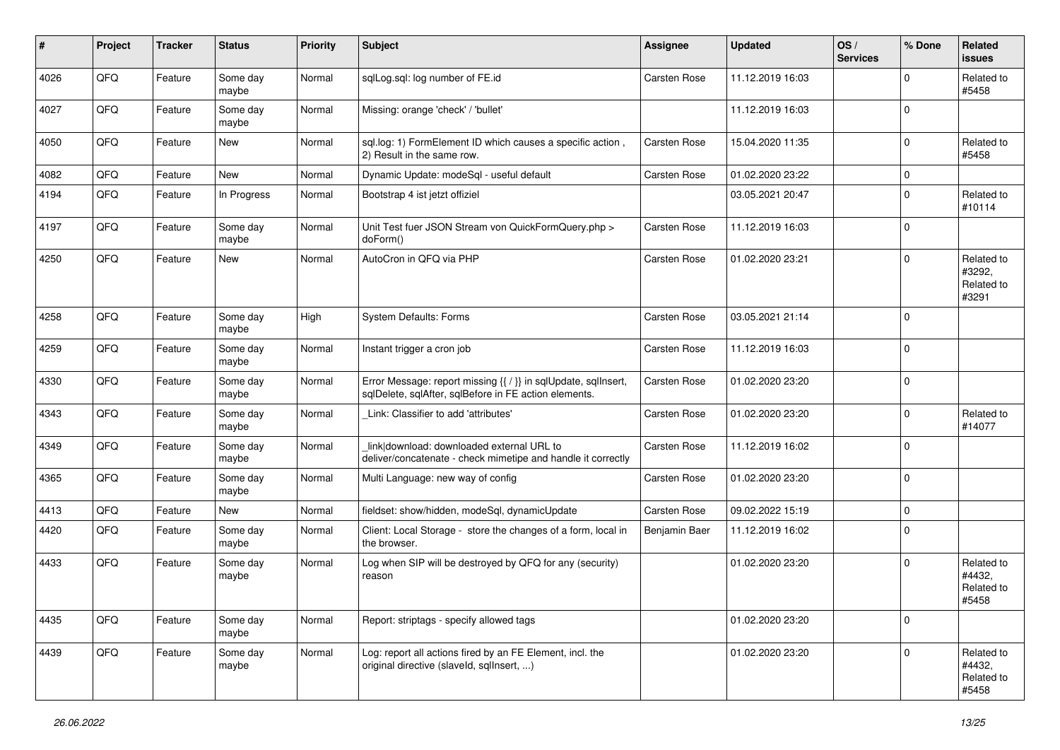| # | Project | Tracker | Status | Priority | Subject | Assignee | Updated | OS / Services | % Done | Related issues |
|---|---|---|---|---|---|---|---|---|---|---|
| 4026 | QFQ | Feature | Some day maybe | Normal | sqlLog.sql: log number of FE.id | Carsten Rose | 11.12.2019 16:03 | | 0 | Related to #5458 |
| 4027 | QFQ | Feature | Some day maybe | Normal | Missing: orange 'check' / 'bullet' | | 11.12.2019 16:03 | | 0 | |
| 4050 | QFQ | Feature | New | Normal | sql.log: 1) FormElement ID which causes a specific action , 2) Result in the same row. | Carsten Rose | 15.04.2020 11:35 | | 0 | Related to #5458 |
| 4082 | QFQ | Feature | New | Normal | Dynamic Update: modeSql - useful default | Carsten Rose | 01.02.2020 23:22 | | 0 | |
| 4194 | QFQ | Feature | In Progress | Normal | Bootstrap 4 ist jetzt offiziel | | 03.05.2021 20:47 | | 0 | Related to #10114 |
| 4197 | QFQ | Feature | Some day maybe | Normal | Unit Test fuer JSON Stream von QuickFormQuery.php > doForm() | Carsten Rose | 11.12.2019 16:03 | | 0 | |
| 4250 | QFQ | Feature | New | Normal | AutoCron in QFQ via PHP | Carsten Rose | 01.02.2020 23:21 | | 0 | Related to #3292, Related to #3291 |
| 4258 | QFQ | Feature | Some day maybe | High | System Defaults: Forms | Carsten Rose | 03.05.2021 21:14 | | 0 | |
| 4259 | QFQ | Feature | Some day maybe | Normal | Instant trigger a cron job | Carsten Rose | 11.12.2019 16:03 | | 0 | |
| 4330 | QFQ | Feature | Some day maybe | Normal | Error Message: report missing {{ / }} in sqlUpdate, sqlInsert, sqlDelete, sqlAfter, sqlBefore in FE action elements. | Carsten Rose | 01.02.2020 23:20 | | 0 | |
| 4343 | QFQ | Feature | Some day maybe | Normal | _Link: Classifier to add 'attributes' | Carsten Rose | 01.02.2020 23:20 | | 0 | Related to #14077 |
| 4349 | QFQ | Feature | Some day maybe | Normal | _link\|download: downloaded external URL to deliver/concatenate - check mimetipe and handle it correctly | Carsten Rose | 11.12.2019 16:02 | | 0 | |
| 4365 | QFQ | Feature | Some day maybe | Normal | Multi Language: new way of config | Carsten Rose | 01.02.2020 23:20 | | 0 | |
| 4413 | QFQ | Feature | New | Normal | fieldset: show/hidden, modeSql, dynamicUpdate | Carsten Rose | 09.02.2022 15:19 | | 0 | |
| 4420 | QFQ | Feature | Some day maybe | Normal | Client: Local Storage - store the changes of a form, local in the browser. | Benjamin Baer | 11.12.2019 16:02 | | 0 | |
| 4433 | QFQ | Feature | Some day maybe | Normal | Log when SIP will be destroyed by QFQ for any (security) reason | | 01.02.2020 23:20 | | 0 | Related to #4432, Related to #5458 |
| 4435 | QFQ | Feature | Some day maybe | Normal | Report: striptags - specify allowed tags | | 01.02.2020 23:20 | | 0 | |
| 4439 | QFQ | Feature | Some day maybe | Normal | Log: report all actions fired by an FE Element, incl. the original directive (slaveId, sqlInsert, ...) | | 01.02.2020 23:20 | | 0 | Related to #4432, Related to #5458 |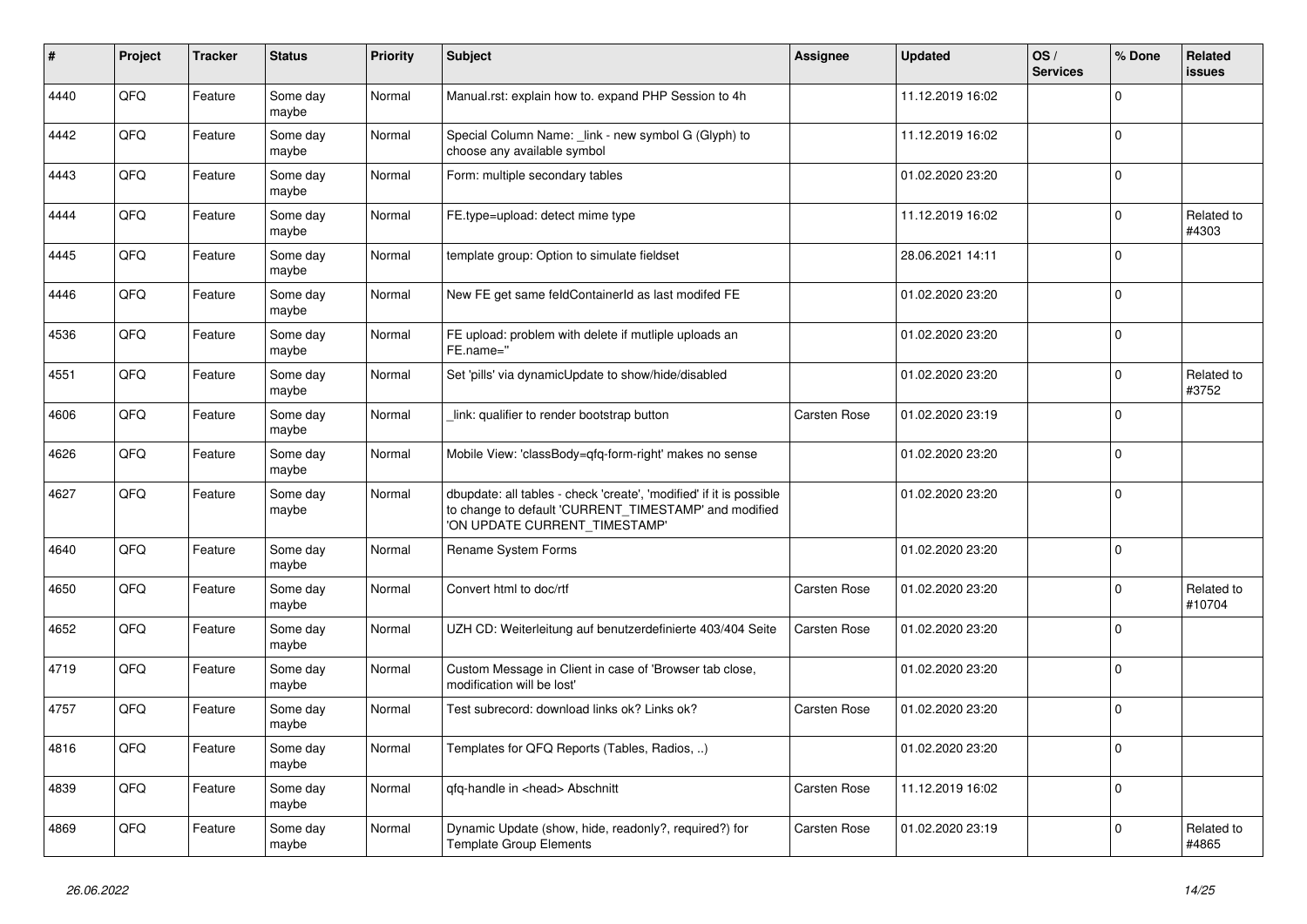| # | Project | Tracker | Status | Priority | Subject | Assignee | Updated | OS / Services | % Done | Related issues |
|---|---|---|---|---|---|---|---|---|---|---|
| 4440 | QFQ | Feature | Some day maybe | Normal | Manual.rst: explain how to. expand PHP Session to 4h | | 11.12.2019 16:02 | | 0 | |
| 4442 | QFQ | Feature | Some day maybe | Normal | Special Column Name: _link - new symbol G (Glyph) to choose any available symbol | | 11.12.2019 16:02 | | 0 | |
| 4443 | QFQ | Feature | Some day maybe | Normal | Form: multiple secondary tables | | 01.02.2020 23:20 | | 0 | |
| 4444 | QFQ | Feature | Some day maybe | Normal | FE.type=upload: detect mime type | | 11.12.2019 16:02 | | 0 | Related to #4303 |
| 4445 | QFQ | Feature | Some day maybe | Normal | template group: Option to simulate fieldset | | 28.06.2021 14:11 | | 0 | |
| 4446 | QFQ | Feature | Some day maybe | Normal | New FE get same feldContainerId as last modifed FE | | 01.02.2020 23:20 | | 0 | |
| 4536 | QFQ | Feature | Some day maybe | Normal | FE upload: problem with delete if mutliple uploads an FE.name='' | | 01.02.2020 23:20 | | 0 | |
| 4551 | QFQ | Feature | Some day maybe | Normal | Set 'pills' via dynamicUpdate to show/hide/disabled | | 01.02.2020 23:20 | | 0 | Related to #3752 |
| 4606 | QFQ | Feature | Some day maybe | Normal | _link: qualifier to render bootstrap button | Carsten Rose | 01.02.2020 23:19 | | 0 | |
| 4626 | QFQ | Feature | Some day maybe | Normal | Mobile View: 'classBody=qfq-form-right' makes no sense | | 01.02.2020 23:20 | | 0 | |
| 4627 | QFQ | Feature | Some day maybe | Normal | dbupdate: all tables - check 'create', 'modified' if it is possible to change to default 'CURRENT_TIMESTAMP' and modified 'ON UPDATE CURRENT_TIMESTAMP' | | 01.02.2020 23:20 | | 0 | |
| 4640 | QFQ | Feature | Some day maybe | Normal | Rename System Forms | | 01.02.2020 23:20 | | 0 | |
| 4650 | QFQ | Feature | Some day maybe | Normal | Convert html to doc/rtf | Carsten Rose | 01.02.2020 23:20 | | 0 | Related to #10704 |
| 4652 | QFQ | Feature | Some day maybe | Normal | UZH CD: Weiterleitung auf benutzerdefinierte 403/404 Seite | Carsten Rose | 01.02.2020 23:20 | | 0 | |
| 4719 | QFQ | Feature | Some day maybe | Normal | Custom Message in Client in case of 'Browser tab close, modification will be lost' | | 01.02.2020 23:20 | | 0 | |
| 4757 | QFQ | Feature | Some day maybe | Normal | Test subrecord: download links ok? Links ok? | Carsten Rose | 01.02.2020 23:20 | | 0 | |
| 4816 | QFQ | Feature | Some day maybe | Normal | Templates for QFQ Reports (Tables, Radios, ..) | | 01.02.2020 23:20 | | 0 | |
| 4839 | QFQ | Feature | Some day maybe | Normal | qfq-handle in <head> Abschnitt | Carsten Rose | 11.12.2019 16:02 | | 0 | |
| 4869 | QFQ | Feature | Some day maybe | Normal | Dynamic Update (show, hide, readonly?, required?) for Template Group Elements | Carsten Rose | 01.02.2020 23:19 | | 0 | Related to #4865 |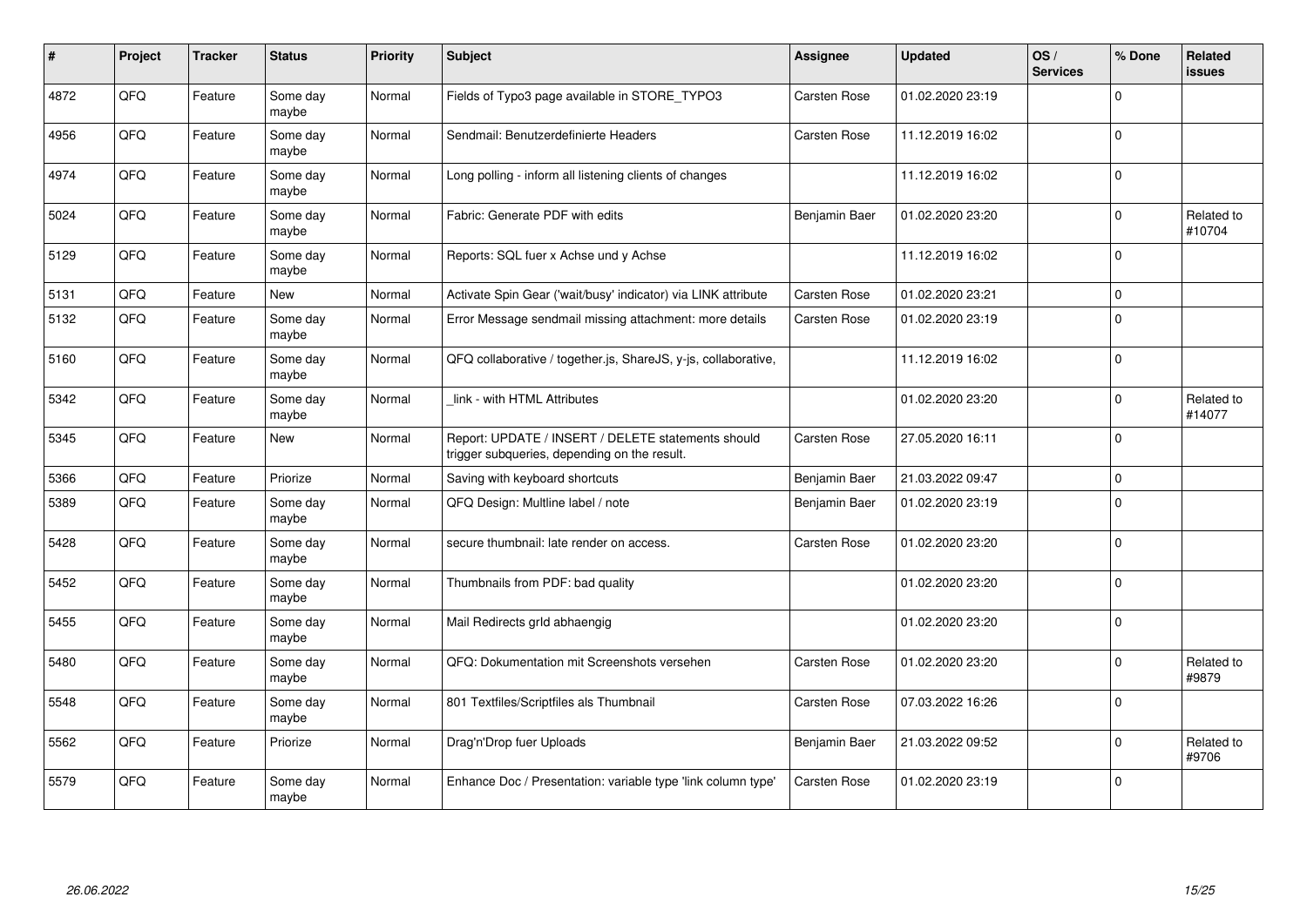| # | Project | Tracker | Status | Priority | Subject | Assignee | Updated | OS / Services | % Done | Related issues |
|---|---|---|---|---|---|---|---|---|---|---|
| 4872 | QFQ | Feature | Some day maybe | Normal | Fields of Typo3 page available in STORE_TYPO3 | Carsten Rose | 01.02.2020 23:19 | | 0 | |
| 4956 | QFQ | Feature | Some day maybe | Normal | Sendmail: Benutzerdefinierte Headers | Carsten Rose | 11.12.2019 16:02 | | 0 | |
| 4974 | QFQ | Feature | Some day maybe | Normal | Long polling - inform all listening clients of changes | | 11.12.2019 16:02 | | 0 | |
| 5024 | QFQ | Feature | Some day maybe | Normal | Fabric: Generate PDF with edits | Benjamin Baer | 01.02.2020 23:20 | | 0 | Related to #10704 |
| 5129 | QFQ | Feature | Some day maybe | Normal | Reports: SQL fuer x Achse und y Achse | | 11.12.2019 16:02 | | 0 | |
| 5131 | QFQ | Feature | New | Normal | Activate Spin Gear ('wait/busy' indicator) via LINK attribute | Carsten Rose | 01.02.2020 23:21 | | 0 | |
| 5132 | QFQ | Feature | Some day maybe | Normal | Error Message sendmail missing attachment: more details | Carsten Rose | 01.02.2020 23:19 | | 0 | |
| 5160 | QFQ | Feature | Some day maybe | Normal | QFQ collaborative / together.js, ShareJS, y-js, collaborative, | | 11.12.2019 16:02 | | 0 | |
| 5342 | QFQ | Feature | Some day maybe | Normal | _link - with HTML Attributes | | 01.02.2020 23:20 | | 0 | Related to #14077 |
| 5345 | QFQ | Feature | New | Normal | Report: UPDATE / INSERT / DELETE statements should trigger subqueries, depending on the result. | Carsten Rose | 27.05.2020 16:11 | | 0 | |
| 5366 | QFQ | Feature | Priorize | Normal | Saving with keyboard shortcuts | Benjamin Baer | 21.03.2022 09:47 | | 0 | |
| 5389 | QFQ | Feature | Some day maybe | Normal | QFQ Design: Multline label / note | Benjamin Baer | 01.02.2020 23:19 | | 0 | |
| 5428 | QFQ | Feature | Some day maybe | Normal | secure thumbnail: late render on access. | Carsten Rose | 01.02.2020 23:20 | | 0 | |
| 5452 | QFQ | Feature | Some day maybe | Normal | Thumbnails from PDF: bad quality | | 01.02.2020 23:20 | | 0 | |
| 5455 | QFQ | Feature | Some day maybe | Normal | Mail Redirects grld abhaengig | | 01.02.2020 23:20 | | 0 | |
| 5480 | QFQ | Feature | Some day maybe | Normal | QFQ: Dokumentation mit Screenshots versehen | Carsten Rose | 01.02.2020 23:20 | | 0 | Related to #9879 |
| 5548 | QFQ | Feature | Some day maybe | Normal | 801 Textfiles/Scriptfiles als Thumbnail | Carsten Rose | 07.03.2022 16:26 | | 0 | |
| 5562 | QFQ | Feature | Priorize | Normal | Drag'n'Drop fuer Uploads | Benjamin Baer | 21.03.2022 09:52 | | 0 | Related to #9706 |
| 5579 | QFQ | Feature | Some day maybe | Normal | Enhance Doc / Presentation: variable type 'link column type' | Carsten Rose | 01.02.2020 23:19 | | 0 | |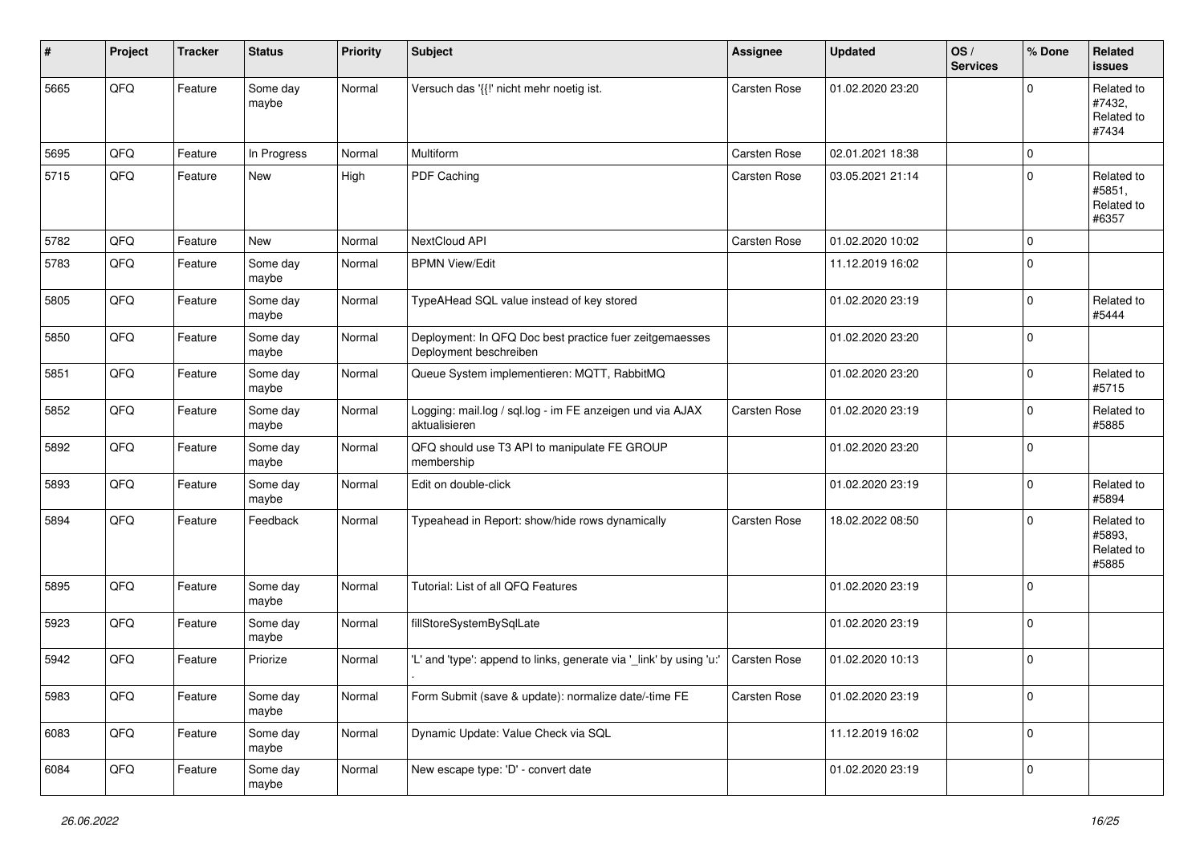| # | Project | Tracker | Status | Priority | Subject | Assignee | Updated | OS / Services | % Done | Related issues |
|---|---|---|---|---|---|---|---|---|---|---|
| 5665 | QFQ | Feature | Some day maybe | Normal | Versuch das '{{!' nicht mehr noetig ist. | Carsten Rose | 01.02.2020 23:20 | | 0 | Related to #7432, Related to #7434 |
| 5695 | QFQ | Feature | In Progress | Normal | Multiform | Carsten Rose | 02.01.2021 18:38 | | 0 | |
| 5715 | QFQ | Feature | New | High | PDF Caching | Carsten Rose | 03.05.2021 21:14 | | 0 | Related to #5851, Related to #6357 |
| 5782 | QFQ | Feature | New | Normal | NextCloud API | Carsten Rose | 01.02.2020 10:02 | | 0 | |
| 5783 | QFQ | Feature | Some day maybe | Normal | BPMN View/Edit | | 11.12.2019 16:02 | | 0 | |
| 5805 | QFQ | Feature | Some day maybe | Normal | TypeAHead SQL value instead of key stored | | 01.02.2020 23:19 | | 0 | Related to #5444 |
| 5850 | QFQ | Feature | Some day maybe | Normal | Deployment: In QFQ Doc best practice fuer zeitgemaesses Deployment beschreiben | | 01.02.2020 23:20 | | 0 | |
| 5851 | QFQ | Feature | Some day maybe | Normal | Queue System implementieren: MQTT, RabbitMQ | | 01.02.2020 23:20 | | 0 | Related to #5715 |
| 5852 | QFQ | Feature | Some day maybe | Normal | Logging: mail.log / sql.log - im FE anzeigen und via AJAX aktualisieren | Carsten Rose | 01.02.2020 23:19 | | 0 | Related to #5885 |
| 5892 | QFQ | Feature | Some day maybe | Normal | QFQ should use T3 API to manipulate FE GROUP membership | | 01.02.2020 23:20 | | 0 | |
| 5893 | QFQ | Feature | Some day maybe | Normal | Edit on double-click | | 01.02.2020 23:19 | | 0 | Related to #5894 |
| 5894 | QFQ | Feature | Feedback | Normal | Typeahead in Report: show/hide rows dynamically | Carsten Rose | 18.02.2022 08:50 | | 0 | Related to #5893, Related to #5885 |
| 5895 | QFQ | Feature | Some day maybe | Normal | Tutorial: List of all QFQ Features | | 01.02.2020 23:19 | | 0 | |
| 5923 | QFQ | Feature | Some day maybe | Normal | fillStoreSystemBySqlLate | | 01.02.2020 23:19 | | 0 | |
| 5942 | QFQ | Feature | Priorize | Normal | 'L' and 'type': append to links, generate via '_link' by using 'u:' . | Carsten Rose | 01.02.2020 10:13 | | 0 | |
| 5983 | QFQ | Feature | Some day maybe | Normal | Form Submit (save & update): normalize date/-time FE | Carsten Rose | 01.02.2020 23:19 | | 0 | |
| 6083 | QFQ | Feature | Some day maybe | Normal | Dynamic Update: Value Check via SQL | | 11.12.2019 16:02 | | 0 | |
| 6084 | QFQ | Feature | Some day maybe | Normal | New escape type: 'D' - convert date | | 01.02.2020 23:19 | | 0 | |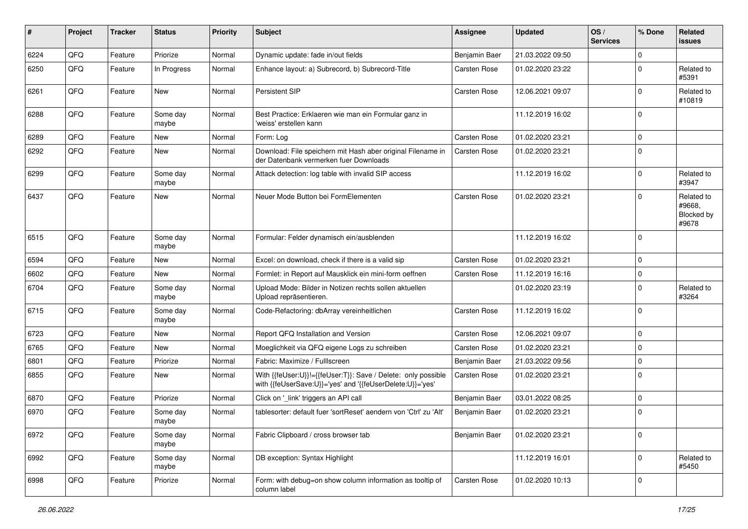| # | Project | Tracker | Status | Priority | Subject | Assignee | Updated | OS / Services | % Done | Related issues |
|---|---|---|---|---|---|---|---|---|---|---|
| 6224 | QFQ | Feature | Priorize | Normal | Dynamic update: fade in/out fields | Benjamin Baer | 21.03.2022 09:50 | | 0 | |
| 6250 | QFQ | Feature | In Progress | Normal | Enhance layout: a) Subrecord, b) Subrecord-Title | Carsten Rose | 01.02.2020 23:22 | | 0 | Related to #5391 |
| 6261 | QFQ | Feature | New | Normal | Persistent SIP | Carsten Rose | 12.06.2021 09:07 | | 0 | Related to #10819 |
| 6288 | QFQ | Feature | Some day maybe | Normal | Best Practice: Erklaeren wie man ein Formular ganz in 'weiss' erstellen kann | | 11.12.2019 16:02 | | 0 | |
| 6289 | QFQ | Feature | New | Normal | Form: Log | Carsten Rose | 01.02.2020 23:21 | | 0 | |
| 6292 | QFQ | Feature | New | Normal | Download: File speichern mit Hash aber original Filename in der Datenbank vermerken fuer Downloads | Carsten Rose | 01.02.2020 23:21 | | 0 | |
| 6299 | QFQ | Feature | Some day maybe | Normal | Attack detection: log table with invalid SIP access | | 11.12.2019 16:02 | | 0 | Related to #3947 |
| 6437 | QFQ | Feature | New | Normal | Neuer Mode Button bei FormElementen | Carsten Rose | 01.02.2020 23:21 | | 0 | Related to #9668, Blocked by #9678 |
| 6515 | QFQ | Feature | Some day maybe | Normal | Formular: Felder dynamisch ein/ausblenden | | 11.12.2019 16:02 | | 0 | |
| 6594 | QFQ | Feature | New | Normal | Excel: on download, check if there is a valid sip | Carsten Rose | 01.02.2020 23:21 | | 0 | |
| 6602 | QFQ | Feature | New | Normal | Formlet: in Report auf Mausklick ein mini-form oeffnen | Carsten Rose | 11.12.2019 16:16 | | 0 | |
| 6704 | QFQ | Feature | Some day maybe | Normal | Upload Mode: Bilder in Notizen rechts sollen aktuellen Upload repräsentieren. | | 01.02.2020 23:19 | | 0 | Related to #3264 |
| 6715 | QFQ | Feature | Some day maybe | Normal | Code-Refactoring: dbArray vereinheitlichen | Carsten Rose | 11.12.2019 16:02 | | 0 | |
| 6723 | QFQ | Feature | New | Normal | Report QFQ Installation and Version | Carsten Rose | 12.06.2021 09:07 | | 0 | |
| 6765 | QFQ | Feature | New | Normal | Moeglichkeit via QFQ eigene Logs zu schreiben | Carsten Rose | 01.02.2020 23:21 | | 0 | |
| 6801 | QFQ | Feature | Priorize | Normal | Fabric: Maximize / Fulllscreen | Benjamin Baer | 21.03.2022 09:56 | | 0 | |
| 6855 | QFQ | Feature | New | Normal | With {{feUser:U}}!={{feUser:T}}: Save / Delete: only possible with {{feUserSave:U}}='yes' and '{{feUserDelete:U}}='yes' | Carsten Rose | 01.02.2020 23:21 | | 0 | |
| 6870 | QFQ | Feature | Priorize | Normal | Click on '_link' triggers an API call | Benjamin Baer | 03.01.2022 08:25 | | 0 | |
| 6970 | QFQ | Feature | Some day maybe | Normal | tablesorter: default fuer 'sortReset' aendern von 'Ctrl' zu 'Alt' | Benjamin Baer | 01.02.2020 23:21 | | 0 | |
| 6972 | QFQ | Feature | Some day maybe | Normal | Fabric Clipboard / cross browser tab | Benjamin Baer | 01.02.2020 23:21 | | 0 | |
| 6992 | QFQ | Feature | Some day maybe | Normal | DB exception: Syntax Highlight | | 11.12.2019 16:01 | | 0 | Related to #5450 |
| 6998 | QFQ | Feature | Priorize | Normal | Form: with debug=on show column information as tooltip of column label | Carsten Rose | 01.02.2020 10:13 | | 0 | |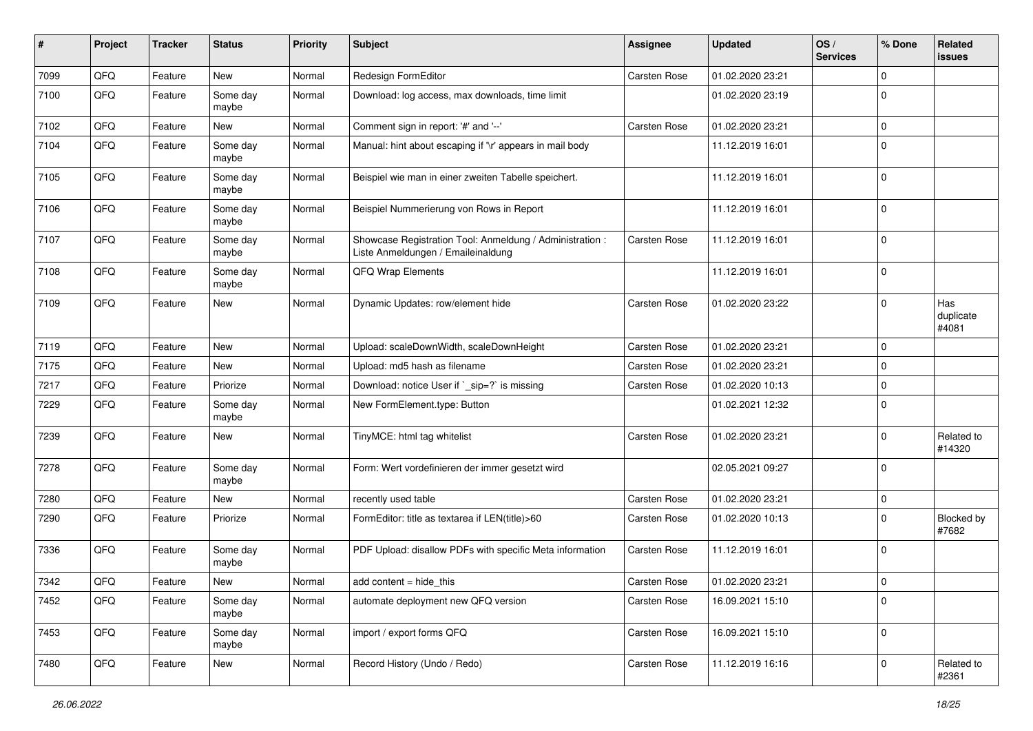| # | Project | Tracker | Status | Priority | Subject | Assignee | Updated | OS / Services | % Done | Related issues |
|---|---|---|---|---|---|---|---|---|---|---|
| 7099 | QFQ | Feature | New | Normal | Redesign FormEditor | Carsten Rose | 01.02.2020 23:21 | | 0 | |
| 7100 | QFQ | Feature | Some day maybe | Normal | Download: log access, max downloads, time limit | | 01.02.2020 23:19 | | 0 | |
| 7102 | QFQ | Feature | New | Normal | Comment sign in report: '#' and '--' | Carsten Rose | 01.02.2020 23:21 | | 0 | |
| 7104 | QFQ | Feature | Some day maybe | Normal | Manual: hint about escaping if '\r' appears in mail body | | 11.12.2019 16:01 | | 0 | |
| 7105 | QFQ | Feature | Some day maybe | Normal | Beispiel wie man in einer zweiten Tabelle speichert. | | 11.12.2019 16:01 | | 0 | |
| 7106 | QFQ | Feature | Some day maybe | Normal | Beispiel Nummerierung von Rows in Report | | 11.12.2019 16:01 | | 0 | |
| 7107 | QFQ | Feature | Some day maybe | Normal | Showcase Registration Tool: Anmeldung / Administration : Liste Anmeldungen / Emaileinaldung | Carsten Rose | 11.12.2019 16:01 | | 0 | |
| 7108 | QFQ | Feature | Some day maybe | Normal | QFQ Wrap Elements | | 11.12.2019 16:01 | | 0 | |
| 7109 | QFQ | Feature | New | Normal | Dynamic Updates: row/element hide | Carsten Rose | 01.02.2020 23:22 | | 0 | Has duplicate #4081 |
| 7119 | QFQ | Feature | New | Normal | Upload: scaleDownWidth, scaleDownHeight | Carsten Rose | 01.02.2020 23:21 | | 0 | |
| 7175 | QFQ | Feature | New | Normal | Upload: md5 hash as filename | Carsten Rose | 01.02.2020 23:21 | | 0 | |
| 7217 | QFQ | Feature | Priorize | Normal | Download: notice User if `_sip=?` is missing | Carsten Rose | 01.02.2020 10:13 | | 0 | |
| 7229 | QFQ | Feature | Some day maybe | Normal | New FormElement.type: Button | | 01.02.2021 12:32 | | 0 | |
| 7239 | QFQ | Feature | New | Normal | TinyMCE: html tag whitelist | Carsten Rose | 01.02.2020 23:21 | | 0 | Related to #14320 |
| 7278 | QFQ | Feature | Some day maybe | Normal | Form: Wert vordefinieren der immer gesetzt wird | | 02.05.2021 09:27 | | 0 | |
| 7280 | QFQ | Feature | New | Normal | recently used table | Carsten Rose | 01.02.2020 23:21 | | 0 | |
| 7290 | QFQ | Feature | Priorize | Normal | FormEditor: title as textarea if LEN(title)>60 | Carsten Rose | 01.02.2020 10:13 | | 0 | Blocked by #7682 |
| 7336 | QFQ | Feature | Some day maybe | Normal | PDF Upload: disallow PDFs with specific Meta information | Carsten Rose | 11.12.2019 16:01 | | 0 | |
| 7342 | QFQ | Feature | New | Normal | add content = hide_this | Carsten Rose | 01.02.2020 23:21 | | 0 | |
| 7452 | QFQ | Feature | Some day maybe | Normal | automate deployment new QFQ version | Carsten Rose | 16.09.2021 15:10 | | 0 | |
| 7453 | QFQ | Feature | Some day maybe | Normal | import / export forms QFQ | Carsten Rose | 16.09.2021 15:10 | | 0 | |
| 7480 | QFQ | Feature | New | Normal | Record History (Undo / Redo) | Carsten Rose | 11.12.2019 16:16 | | 0 | Related to #2361 |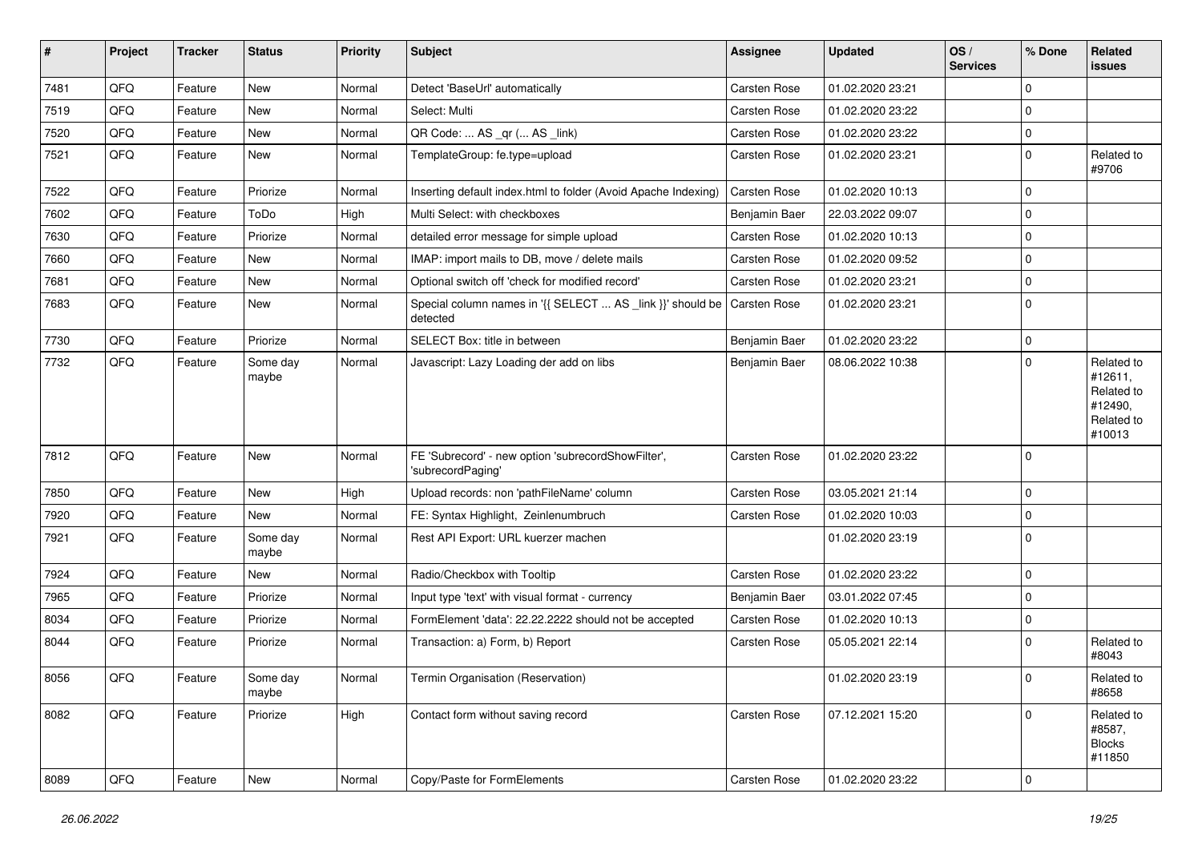| # | Project | Tracker | Status | Priority | Subject | Assignee | Updated | OS / Services | % Done | Related issues |
|---|---|---|---|---|---|---|---|---|---|---|
| 7481 | QFQ | Feature | New | Normal | Detect 'BaseUrl' automatically | Carsten Rose | 01.02.2020 23:21 | | 0 | |
| 7519 | QFQ | Feature | New | Normal | Select: Multi | Carsten Rose | 01.02.2020 23:22 | | 0 | |
| 7520 | QFQ | Feature | New | Normal | QR Code: ... AS _qr (... AS _link) | Carsten Rose | 01.02.2020 23:22 | | 0 | |
| 7521 | QFQ | Feature | New | Normal | TemplateGroup: fe.type=upload | Carsten Rose | 01.02.2020 23:21 | | 0 | Related to #9706 |
| 7522 | QFQ | Feature | Priorize | Normal | Inserting default index.html to folder (Avoid Apache Indexing) | Carsten Rose | 01.02.2020 10:13 | | 0 | |
| 7602 | QFQ | Feature | ToDo | High | Multi Select: with checkboxes | Benjamin Baer | 22.03.2022 09:07 | | 0 | |
| 7630 | QFQ | Feature | Priorize | Normal | detailed error message for simple upload | Carsten Rose | 01.02.2020 10:13 | | 0 | |
| 7660 | QFQ | Feature | New | Normal | IMAP: import mails to DB, move / delete mails | Carsten Rose | 01.02.2020 09:52 | | 0 | |
| 7681 | QFQ | Feature | New | Normal | Optional switch off 'check for modified record' | Carsten Rose | 01.02.2020 23:21 | | 0 | |
| 7683 | QFQ | Feature | New | Normal | Special column names in '{{ SELECT ... AS _link }}' should be detected | Carsten Rose | 01.02.2020 23:21 | | 0 | |
| 7730 | QFQ | Feature | Priorize | Normal | SELECT Box: title in between | Benjamin Baer | 01.02.2020 23:22 | | 0 | |
| 7732 | QFQ | Feature | Some day maybe | Normal | Javascript: Lazy Loading der add on libs | Benjamin Baer | 08.06.2022 10:38 | | 0 | Related to #12611, Related to #12490, Related to #10013 |
| 7812 | QFQ | Feature | New | Normal | FE 'Subrecord' - new option 'subrecordShowFilter', 'subrecordPaging' | Carsten Rose | 01.02.2020 23:22 | | 0 | |
| 7850 | QFQ | Feature | New | High | Upload records: non 'pathFileName' column | Carsten Rose | 03.05.2021 21:14 | | 0 | |
| 7920 | QFQ | Feature | New | Normal | FE: Syntax Highlight, Zeinlenumbruch | Carsten Rose | 01.02.2020 10:03 | | 0 | |
| 7921 | QFQ | Feature | Some day maybe | Normal | Rest API Export: URL kuerzer machen | | 01.02.2020 23:19 | | 0 | |
| 7924 | QFQ | Feature | New | Normal | Radio/Checkbox with Tooltip | Carsten Rose | 01.02.2020 23:22 | | 0 | |
| 7965 | QFQ | Feature | Priorize | Normal | Input type 'text' with visual format - currency | Benjamin Baer | 03.01.2022 07:45 | | 0 | |
| 8034 | QFQ | Feature | Priorize | Normal | FormElement 'data': 22.22.2222 should not be accepted | Carsten Rose | 01.02.2020 10:13 | | 0 | |
| 8044 | QFQ | Feature | Priorize | Normal | Transaction: a) Form, b) Report | Carsten Rose | 05.05.2021 22:14 | | 0 | Related to #8043 |
| 8056 | QFQ | Feature | Some day maybe | Normal | Termin Organisation (Reservation) | | 01.02.2020 23:19 | | 0 | Related to #8658 |
| 8082 | QFQ | Feature | Priorize | High | Contact form without saving record | Carsten Rose | 07.12.2021 15:20 | | 0 | Related to #8587, Blocks #11850 |
| 8089 | QFQ | Feature | New | Normal | Copy/Paste for FormElements | Carsten Rose | 01.02.2020 23:22 | | 0 | |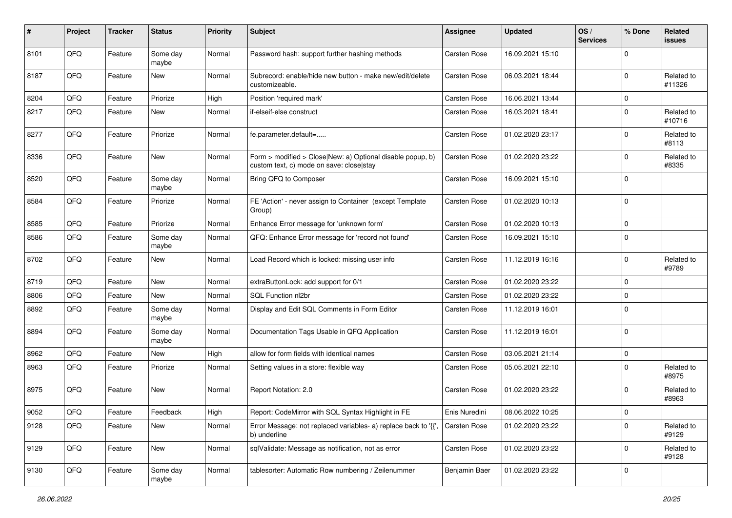| # | Project | Tracker | Status | Priority | Subject | Assignee | Updated | OS / Services | % Done | Related issues |
|---|---|---|---|---|---|---|---|---|---|---|
| 8101 | QFQ | Feature | Some day maybe | Normal | Password hash: support further hashing methods | Carsten Rose | 16.09.2021 15:10 | | 0 | |
| 8187 | QFQ | Feature | New | Normal | Subrecord: enable/hide new button - make new/edit/delete customizeable. | Carsten Rose | 06.03.2021 18:44 | | 0 | Related to #11326 |
| 8204 | QFQ | Feature | Priorize | High | Position 'required mark' | Carsten Rose | 16.06.2021 13:44 | | 0 | |
| 8217 | QFQ | Feature | New | Normal | if-elseif-else construct | Carsten Rose | 16.03.2021 18:41 | | 0 | Related to #10716 |
| 8277 | QFQ | Feature | Priorize | Normal | fe.parameter.default=..... | Carsten Rose | 01.02.2020 23:17 | | 0 | Related to #8113 |
| 8336 | QFQ | Feature | New | Normal | Form > modified > Close\|New: a) Optional disable popup, b) custom text, c) mode on save: close\|stay | Carsten Rose | 01.02.2020 23:22 | | 0 | Related to #8335 |
| 8520 | QFQ | Feature | Some day maybe | Normal | Bring QFQ to Composer | Carsten Rose | 16.09.2021 15:10 | | 0 | |
| 8584 | QFQ | Feature | Priorize | Normal | FE 'Action' - never assign to Container (except Template Group) | Carsten Rose | 01.02.2020 10:13 | | 0 | |
| 8585 | QFQ | Feature | Priorize | Normal | Enhance Error message for 'unknown form' | Carsten Rose | 01.02.2020 10:13 | | 0 | |
| 8586 | QFQ | Feature | Some day maybe | Normal | QFQ: Enhance Error message for 'record not found' | Carsten Rose | 16.09.2021 15:10 | | 0 | |
| 8702 | QFQ | Feature | New | Normal | Load Record which is locked: missing user info | Carsten Rose | 11.12.2019 16:16 | | 0 | Related to #9789 |
| 8719 | QFQ | Feature | New | Normal | extraButtonLock: add support for 0/1 | Carsten Rose | 01.02.2020 23:22 | | 0 | |
| 8806 | QFQ | Feature | New | Normal | SQL Function nl2br | Carsten Rose | 01.02.2020 23:22 | | 0 | |
| 8892 | QFQ | Feature | Some day maybe | Normal | Display and Edit SQL Comments in Form Editor | Carsten Rose | 11.12.2019 16:01 | | 0 | |
| 8894 | QFQ | Feature | Some day maybe | Normal | Documentation Tags Usable in QFQ Application | Carsten Rose | 11.12.2019 16:01 | | 0 | |
| 8962 | QFQ | Feature | New | High | allow for form fields with identical names | Carsten Rose | 03.05.2021 21:14 | | 0 | |
| 8963 | QFQ | Feature | Priorize | Normal | Setting values in a store: flexible way | Carsten Rose | 05.05.2021 22:10 | | 0 | Related to #8975 |
| 8975 | QFQ | Feature | New | Normal | Report Notation: 2.0 | Carsten Rose | 01.02.2020 23:22 | | 0 | Related to #8963 |
| 9052 | QFQ | Feature | Feedback | High | Report: CodeMirror with SQL Syntax Highlight in FE | Enis Nuredini | 08.06.2022 10:25 | | 0 | |
| 9128 | QFQ | Feature | New | Normal | Error Message: not replaced variables- a) replace back to '{{', b) underline | Carsten Rose | 01.02.2020 23:22 | | 0 | Related to #9129 |
| 9129 | QFQ | Feature | New | Normal | sqlValidate: Message as notification, not as error | Carsten Rose | 01.02.2020 23:22 | | 0 | Related to #9128 |
| 9130 | QFQ | Feature | Some day maybe | Normal | tablesorter: Automatic Row numbering / Zeilenummer | Benjamin Baer | 01.02.2020 23:22 | | 0 | |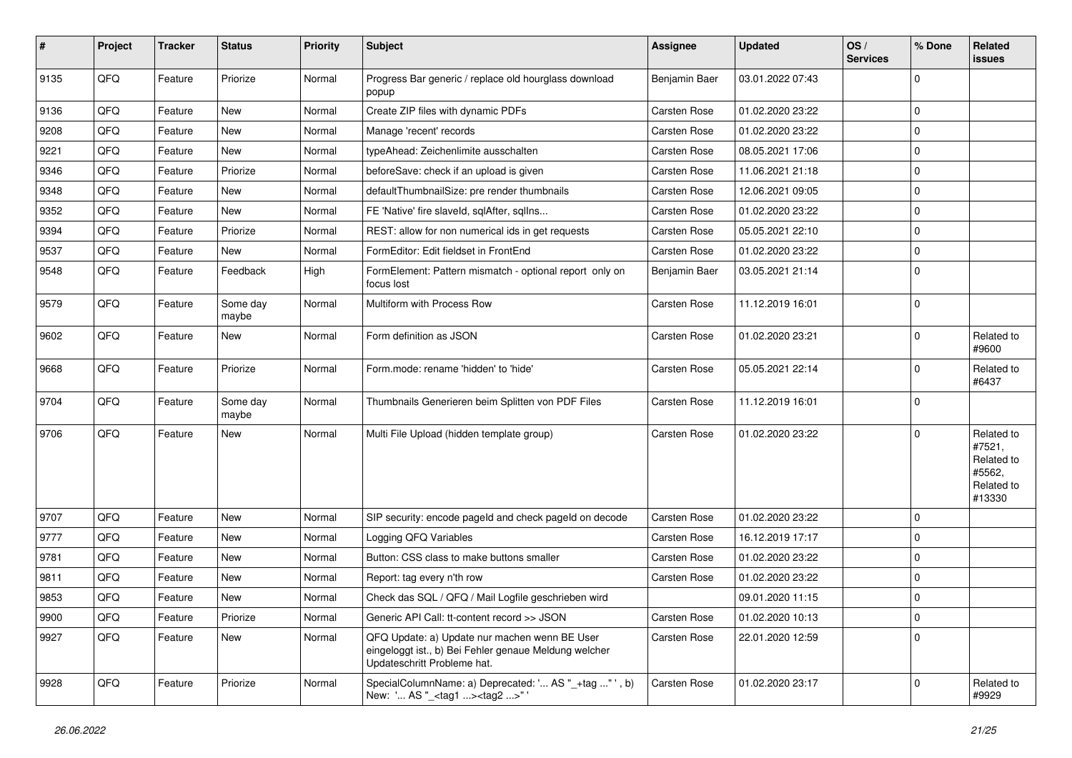| # | Project | Tracker | Status | Priority | Subject | Assignee | Updated | OS / Services | % Done | Related issues |
|---|---|---|---|---|---|---|---|---|---|---|
| 9135 | QFQ | Feature | Priorize | Normal | Progress Bar generic / replace old hourglass download popup | Benjamin Baer | 03.01.2022 07:43 | | 0 | |
| 9136 | QFQ | Feature | New | Normal | Create ZIP files with dynamic PDFs | Carsten Rose | 01.02.2020 23:22 | | 0 | |
| 9208 | QFQ | Feature | New | Normal | Manage 'recent' records | Carsten Rose | 01.02.2020 23:22 | | 0 | |
| 9221 | QFQ | Feature | New | Normal | typeAhead: Zeichenlimite ausschalten | Carsten Rose | 08.05.2021 17:06 | | 0 | |
| 9346 | QFQ | Feature | Priorize | Normal | beforeSave: check if an upload is given | Carsten Rose | 11.06.2021 21:18 | | 0 | |
| 9348 | QFQ | Feature | New | Normal | defaultThumbnailSize: pre render thumbnails | Carsten Rose | 12.06.2021 09:05 | | 0 | |
| 9352 | QFQ | Feature | New | Normal | FE 'Native' fire slaveId, sqlAfter, sqlIns... | Carsten Rose | 01.02.2020 23:22 | | 0 | |
| 9394 | QFQ | Feature | Priorize | Normal | REST: allow for non numerical ids in get requests | Carsten Rose | 05.05.2021 22:10 | | 0 | |
| 9537 | QFQ | Feature | New | Normal | FormEditor: Edit fieldset in FrontEnd | Carsten Rose | 01.02.2020 23:22 | | 0 | |
| 9548 | QFQ | Feature | Feedback | High | FormElement: Pattern mismatch - optional report only on focus lost | Benjamin Baer | 03.05.2021 21:14 | | 0 | |
| 9579 | QFQ | Feature | Some day maybe | Normal | Multiform with Process Row | Carsten Rose | 11.12.2019 16:01 | | 0 | |
| 9602 | QFQ | Feature | New | Normal | Form definition as JSON | Carsten Rose | 01.02.2020 23:21 | | 0 | Related to #9600 |
| 9668 | QFQ | Feature | Priorize | Normal | Form.mode: rename 'hidden' to 'hide' | Carsten Rose | 05.05.2021 22:14 | | 0 | Related to #6437 |
| 9704 | QFQ | Feature | Some day maybe | Normal | Thumbnails Generieren beim Splitten von PDF Files | Carsten Rose | 11.12.2019 16:01 | | 0 | |
| 9706 | QFQ | Feature | New | Normal | Multi File Upload (hidden template group) | Carsten Rose | 01.02.2020 23:22 | | 0 | Related to #7521, Related to #5562, Related to #13330 |
| 9707 | QFQ | Feature | New | Normal | SIP security: encode pageId and check pageId on decode | Carsten Rose | 01.02.2020 23:22 | | 0 | |
| 9777 | QFQ | Feature | New | Normal | Logging QFQ Variables | Carsten Rose | 16.12.2019 17:17 | | 0 | |
| 9781 | QFQ | Feature | New | Normal | Button: CSS class to make buttons smaller | Carsten Rose | 01.02.2020 23:22 | | 0 | |
| 9811 | QFQ | Feature | New | Normal | Report: tag every n'th row | Carsten Rose | 01.02.2020 23:22 | | 0 | |
| 9853 | QFQ | Feature | New | Normal | Check das SQL / QFQ / Mail Logfile geschrieben wird | | 09.01.2020 11:15 | | 0 | |
| 9900 | QFQ | Feature | Priorize | Normal | Generic API Call: tt-content record >> JSON | Carsten Rose | 01.02.2020 10:13 | | 0 | |
| 9927 | QFQ | Feature | New | Normal | QFQ Update: a) Update nur machen wenn BE User eingeloggt ist., b) Bei Fehler genaue Meldung welcher Updateschritt Probleme hat. | Carsten Rose | 22.01.2020 12:59 | | 0 | |
| 9928 | QFQ | Feature | Priorize | Normal | SpecialColumnName: a) Deprecated: '... AS "_+tag ..." ', b) New: '... AS "_<tag1 ...><tag2 ...>" ' | Carsten Rose | 01.02.2020 23:17 | | 0 | Related to #9929 |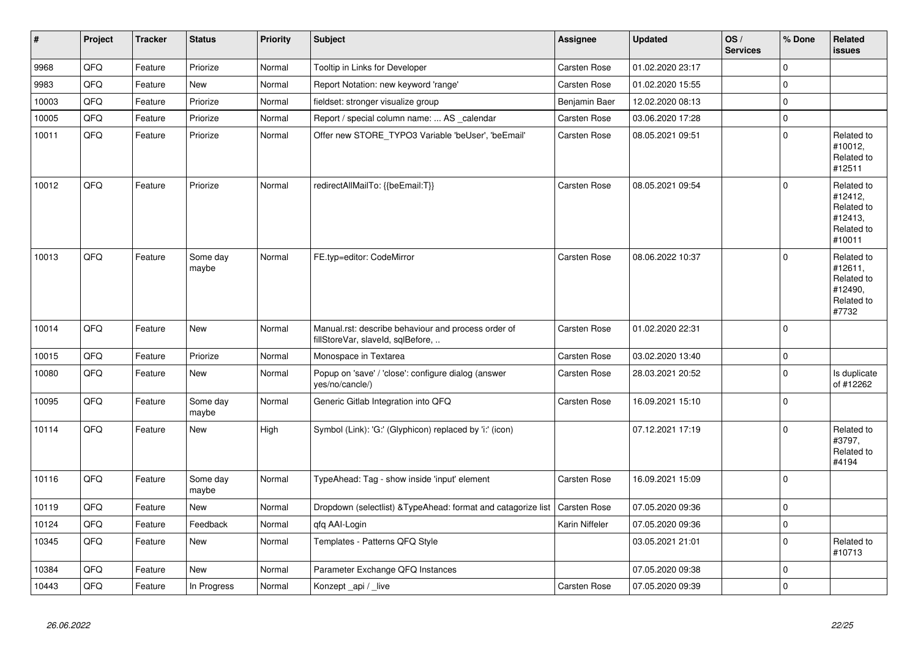| # | Project | Tracker | Status | Priority | Subject | Assignee | Updated | OS / Services | % Done | Related issues |
|---|---|---|---|---|---|---|---|---|---|---|
| 9968 | QFQ | Feature | Priorize | Normal | Tooltip in Links for Developer | Carsten Rose | 01.02.2020 23:17 | | 0 | |
| 9983 | QFQ | Feature | New | Normal | Report Notation: new keyword 'range' | Carsten Rose | 01.02.2020 15:55 | | 0 | |
| 10003 | QFQ | Feature | Priorize | Normal | fieldset: stronger visualize group | Benjamin Baer | 12.02.2020 08:13 | | 0 | |
| 10005 | QFQ | Feature | Priorize | Normal | Report / special column name: ... AS _calendar | Carsten Rose | 03.06.2020 17:28 | | 0 | |
| 10011 | QFQ | Feature | Priorize | Normal | Offer new STORE_TYPO3 Variable 'beUser', 'beEmail' | Carsten Rose | 08.05.2021 09:51 | | 0 | Related to #10012, Related to #12511 |
| 10012 | QFQ | Feature | Priorize | Normal | redirectAllMailTo: {{beEmail:T}} | Carsten Rose | 08.05.2021 09:54 | | 0 | Related to #12412, Related to #12413, Related to #10011 |
| 10013 | QFQ | Feature | Some day maybe | Normal | FE.typ=editor: CodeMirror | Carsten Rose | 08.06.2022 10:37 | | 0 | Related to #12611, Related to #12490, Related to #7732 |
| 10014 | QFQ | Feature | New | Normal | Manual.rst: describe behaviour and process order of fillStoreVar, slaveId, sqlBefore, .. | Carsten Rose | 01.02.2020 22:31 | | 0 | |
| 10015 | QFQ | Feature | Priorize | Normal | Monospace in Textarea | Carsten Rose | 03.02.2020 13:40 | | 0 | |
| 10080 | QFQ | Feature | New | Normal | Popup on 'save' / 'close': configure dialog (answer yes/no/cancle/) | Carsten Rose | 28.03.2021 20:52 | | 0 | Is duplicate of #12262 |
| 10095 | QFQ | Feature | Some day maybe | Normal | Generic Gitlab Integration into QFQ | Carsten Rose | 16.09.2021 15:10 | | 0 | |
| 10114 | QFQ | Feature | New | High | Symbol (Link): 'G:' (Glyphicon) replaced by 'i:' (icon) | | 07.12.2021 17:19 | | 0 | Related to #3797, Related to #4194 |
| 10116 | QFQ | Feature | Some day maybe | Normal | TypeAhead: Tag - show inside 'input' element | Carsten Rose | 16.09.2021 15:09 | | 0 | |
| 10119 | QFQ | Feature | New | Normal | Dropdown (selectlist) &TypeAhead: format and catagorize list | Carsten Rose | 07.05.2020 09:36 | | 0 | |
| 10124 | QFQ | Feature | Feedback | Normal | qfq AAI-Login | Karin Niffeler | 07.05.2020 09:36 | | 0 | |
| 10345 | QFQ | Feature | New | Normal | Templates - Patterns QFQ Style | | 03.05.2021 21:01 | | 0 | Related to #10713 |
| 10384 | QFQ | Feature | New | Normal | Parameter Exchange QFQ Instances | | 07.05.2020 09:38 | | 0 | |
| 10443 | QFQ | Feature | In Progress | Normal | Konzept _api / _live | Carsten Rose | 07.05.2020 09:39 | | 0 | |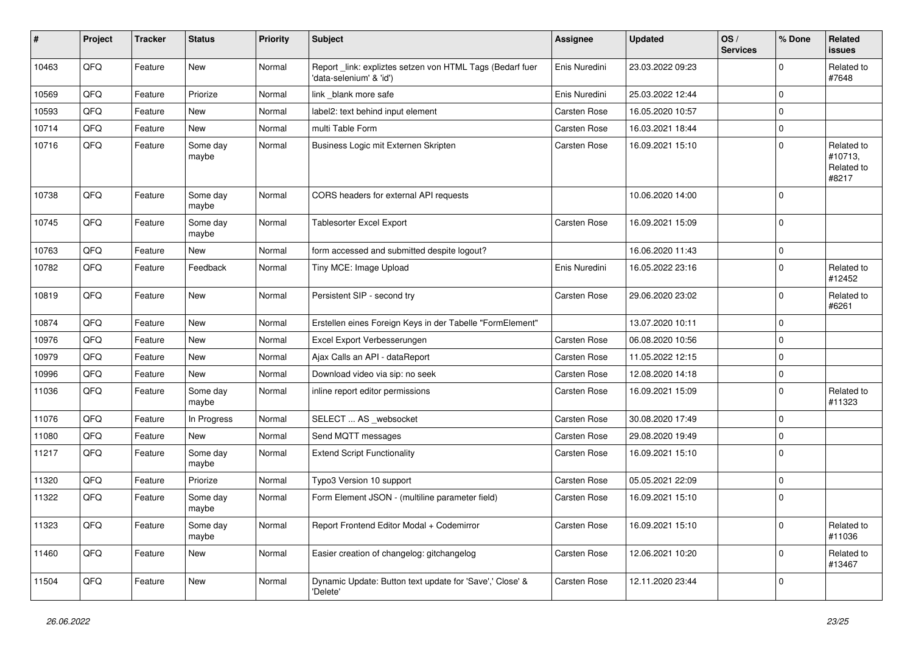| # | Project | Tracker | Status | Priority | Subject | Assignee | Updated | OS / Services | % Done | Related issues |
|---|---|---|---|---|---|---|---|---|---|---|
| 10463 | QFQ | Feature | New | Normal | Report _link: expliztes setzen von HTML Tags (Bedarf fuer 'data-selenium' & 'id') | Enis Nuredini | 23.03.2022 09:23 | | 0 | Related to #7648 |
| 10569 | QFQ | Feature | Priorize | Normal | link _blank more safe | Enis Nuredini | 25.03.2022 12:44 | | 0 | |
| 10593 | QFQ | Feature | New | Normal | label2: text behind input element | Carsten Rose | 16.05.2020 10:57 | | 0 | |
| 10714 | QFQ | Feature | New | Normal | multi Table Form | Carsten Rose | 16.03.2021 18:44 | | 0 | |
| 10716 | QFQ | Feature | Some day maybe | Normal | Business Logic mit Externen Skripten | Carsten Rose | 16.09.2021 15:10 | | 0 | Related to #10713, Related to #8217 |
| 10738 | QFQ | Feature | Some day maybe | Normal | CORS headers for external API requests | | 10.06.2020 14:00 | | 0 | |
| 10745 | QFQ | Feature | Some day maybe | Normal | Tablesorter Excel Export | Carsten Rose | 16.09.2021 15:09 | | 0 | |
| 10763 | QFQ | Feature | New | Normal | form accessed and submitted despite logout? | | 16.06.2020 11:43 | | 0 | |
| 10782 | QFQ | Feature | Feedback | Normal | Tiny MCE: Image Upload | Enis Nuredini | 16.05.2022 23:16 | | 0 | Related to #12452 |
| 10819 | QFQ | Feature | New | Normal | Persistent SIP - second try | Carsten Rose | 29.06.2020 23:02 | | 0 | Related to #6261 |
| 10874 | QFQ | Feature | New | Normal | Erstellen eines Foreign Keys in der Tabelle "FormElement" | | 13.07.2020 10:11 | | 0 | |
| 10976 | QFQ | Feature | New | Normal | Excel Export Verbesserungen | Carsten Rose | 06.08.2020 10:56 | | 0 | |
| 10979 | QFQ | Feature | New | Normal | Ajax Calls an API - dataReport | Carsten Rose | 11.05.2022 12:15 | | 0 | |
| 10996 | QFQ | Feature | New | Normal | Download video via sip: no seek | Carsten Rose | 12.08.2020 14:18 | | 0 | |
| 11036 | QFQ | Feature | Some day maybe | Normal | inline report editor permissions | Carsten Rose | 16.09.2021 15:09 | | 0 | Related to #11323 |
| 11076 | QFQ | Feature | In Progress | Normal | SELECT ... AS _websocket | Carsten Rose | 30.08.2020 17:49 | | 0 | |
| 11080 | QFQ | Feature | New | Normal | Send MQTT messages | Carsten Rose | 29.08.2020 19:49 | | 0 | |
| 11217 | QFQ | Feature | Some day maybe | Normal | Extend Script Functionality | Carsten Rose | 16.09.2021 15:10 | | 0 | |
| 11320 | QFQ | Feature | Priorize | Normal | Typo3 Version 10 support | Carsten Rose | 05.05.2021 22:09 | | 0 | |
| 11322 | QFQ | Feature | Some day maybe | Normal | Form Element JSON - (multiline parameter field) | Carsten Rose | 16.09.2021 15:10 | | 0 | |
| 11323 | QFQ | Feature | Some day maybe | Normal | Report Frontend Editor Modal + Codemirror | Carsten Rose | 16.09.2021 15:10 | | 0 | Related to #11036 |
| 11460 | QFQ | Feature | New | Normal | Easier creation of changelog: gitchangelog | Carsten Rose | 12.06.2021 10:20 | | 0 | Related to #13467 |
| 11504 | QFQ | Feature | New | Normal | Dynamic Update: Button text update for 'Save',' Close' & 'Delete' | Carsten Rose | 12.11.2020 23:44 | | 0 | |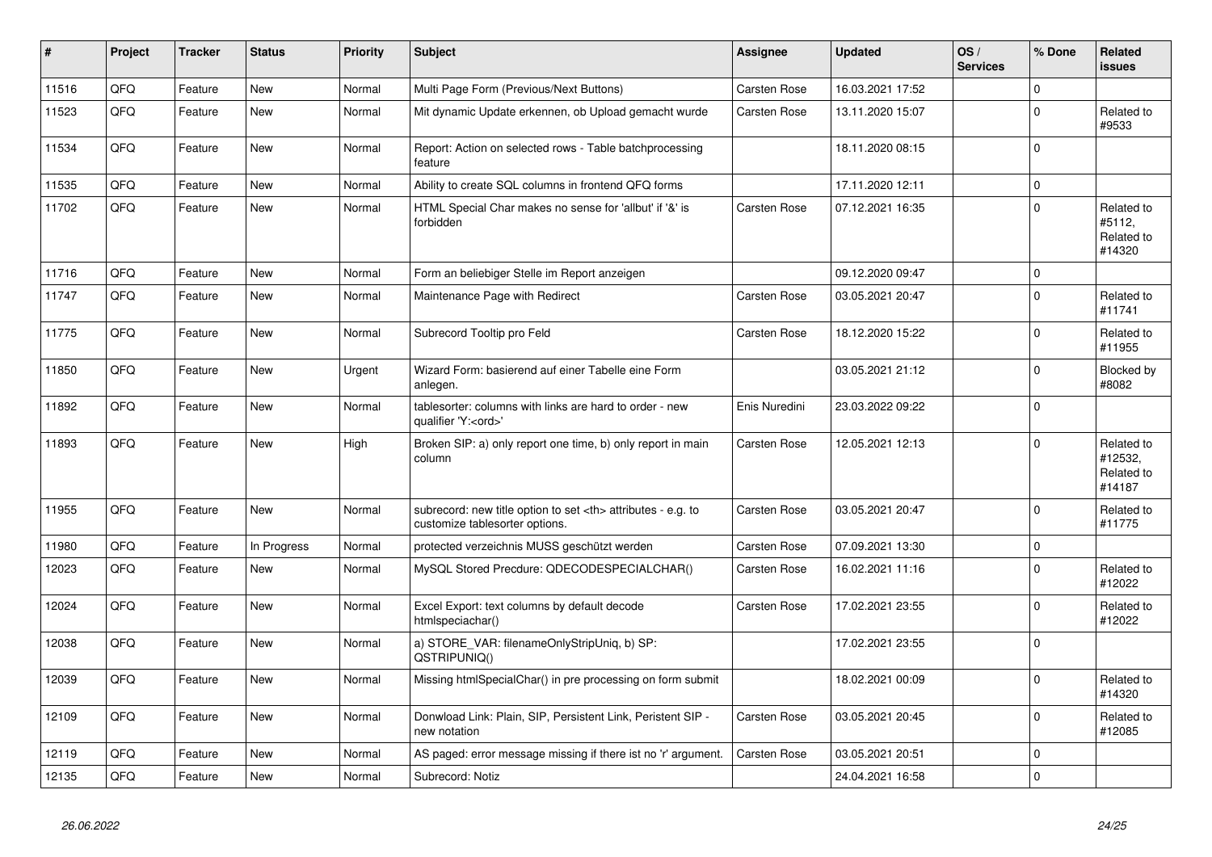| # | Project | Tracker | Status | Priority | Subject | Assignee | Updated | OS / Services | % Done | Related issues |
| --- | --- | --- | --- | --- | --- | --- | --- | --- | --- | --- |
| 11516 | QFQ | Feature | New | Normal | Multi Page Form (Previous/Next Buttons) | Carsten Rose | 16.03.2021 17:52 | | 0 | |
| 11523 | QFQ | Feature | New | Normal | Mit dynamic Update erkennen, ob Upload gemacht wurde | Carsten Rose | 13.11.2020 15:07 | | 0 | Related to #9533 |
| 11534 | QFQ | Feature | New | Normal | Report: Action on selected rows - Table batchprocessing feature | | 18.11.2020 08:15 | | 0 | |
| 11535 | QFQ | Feature | New | Normal | Ability to create SQL columns in frontend QFQ forms | | 17.11.2020 12:11 | | 0 | |
| 11702 | QFQ | Feature | New | Normal | HTML Special Char makes no sense for 'allbut' if '&' is forbidden | Carsten Rose | 07.12.2021 16:35 | | 0 | Related to #5112, Related to #14320 |
| 11716 | QFQ | Feature | New | Normal | Form an beliebiger Stelle im Report anzeigen | | 09.12.2020 09:47 | | 0 | |
| 11747 | QFQ | Feature | New | Normal | Maintenance Page with Redirect | Carsten Rose | 03.05.2021 20:47 | | 0 | Related to #11741 |
| 11775 | QFQ | Feature | New | Normal | Subrecord Tooltip pro Feld | Carsten Rose | 18.12.2020 15:22 | | 0 | Related to #11955 |
| 11850 | QFQ | Feature | New | Urgent | Wizard Form: basierend auf einer Tabelle eine Form anlegen. | | 03.05.2021 21:12 | | 0 | Blocked by #8082 |
| 11892 | QFQ | Feature | New | Normal | tablesorter: columns with links are hard to order - new qualifier 'Y:<ord>' | Enis Nuredini | 23.03.2022 09:22 | | 0 | |
| 11893 | QFQ | Feature | New | High | Broken SIP: a) only report one time, b) only report in main column | Carsten Rose | 12.05.2021 12:13 | | 0 | Related to #12532, Related to #14187 |
| 11955 | QFQ | Feature | New | Normal | subrecord: new title option to set <th> attributes - e.g. to customize tablesorter options. | Carsten Rose | 03.05.2021 20:47 | | 0 | Related to #11775 |
| 11980 | QFQ | Feature | In Progress | Normal | protected verzeichnis MUSS geschützt werden | Carsten Rose | 07.09.2021 13:30 | | 0 | |
| 12023 | QFQ | Feature | New | Normal | MySQL Stored Precdure: QDECODESPECIALCHAR() | Carsten Rose | 16.02.2021 11:16 | | 0 | Related to #12022 |
| 12024 | QFQ | Feature | New | Normal | Excel Export: text columns by default decode htmlspeciachar() | Carsten Rose | 17.02.2021 23:55 | | 0 | Related to #12022 |
| 12038 | QFQ | Feature | New | Normal | a) STORE_VAR: filenameOnlyStripUniq, b) SP: QSTRIPUNIQ() | | 17.02.2021 23:55 | | 0 | |
| 12039 | QFQ | Feature | New | Normal | Missing htmlSpecialChar() in pre processing on form submit | | 18.02.2021 00:09 | | 0 | Related to #14320 |
| 12109 | QFQ | Feature | New | Normal | Donwload Link: Plain, SIP, Persistent Link, Peristent SIP - new notation | Carsten Rose | 03.05.2021 20:45 | | 0 | Related to #12085 |
| 12119 | QFQ | Feature | New | Normal | AS paged: error message missing if there ist no 'r' argument. | Carsten Rose | 03.05.2021 20:51 | | 0 | |
| 12135 | QFQ | Feature | New | Normal | Subrecord: Notiz | | 24.04.2021 16:58 | | 0 | |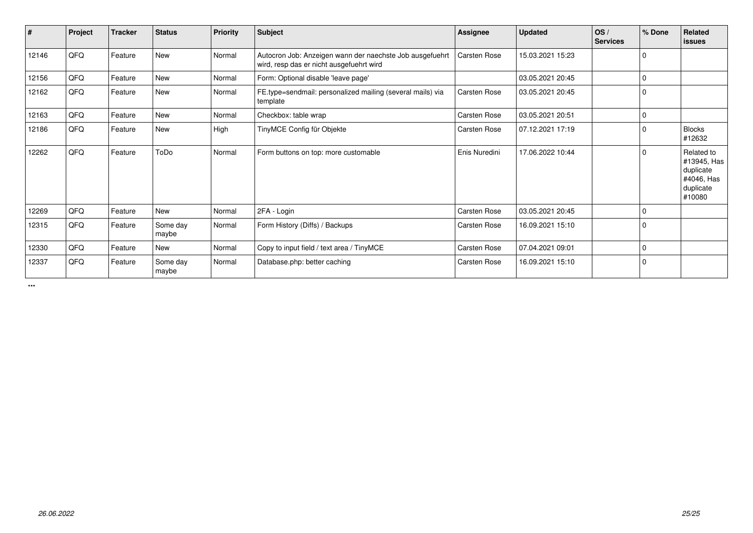| # | Project | Tracker | Status | Priority | Subject | Assignee | Updated | OS / Services | % Done | Related issues |
|---|---|---|---|---|---|---|---|---|---|---|
| 12146 | QFQ | Feature | New | Normal | Autocron Job: Anzeigen wann der naechste Job ausgefuehrt wird, resp das er nicht ausgefuehrt wird | Carsten Rose | 15.03.2021 15:23 | | 0 | |
| 12156 | QFQ | Feature | New | Normal | Form: Optional disable 'leave page' | | 03.05.2021 20:45 | | 0 | |
| 12162 | QFQ | Feature | New | Normal | FE.type=sendmail: personalized mailing (several mails) via template | Carsten Rose | 03.05.2021 20:45 | | 0 | |
| 12163 | QFQ | Feature | New | Normal | Checkbox: table wrap | Carsten Rose | 03.05.2021 20:51 | | 0 | |
| 12186 | QFQ | Feature | New | High | TinyMCE Config für Objekte | Carsten Rose | 07.12.2021 17:19 | | 0 | Blocks #12632 |
| 12262 | QFQ | Feature | ToDo | Normal | Form buttons on top: more customable | Enis Nuredini | 17.06.2022 10:44 | | 0 | Related to #13945, Has duplicate #4046, Has duplicate #10080 |
| 12269 | QFQ | Feature | New | Normal | 2FA - Login | Carsten Rose | 03.05.2021 20:45 | | 0 | |
| 12315 | QFQ | Feature | Some day maybe | Normal | Form History (Diffs) / Backups | Carsten Rose | 16.09.2021 15:10 | | 0 | |
| 12330 | QFQ | Feature | New | Normal | Copy to input field / text area / TinyMCE | Carsten Rose | 07.04.2021 09:01 | | 0 | |
| 12337 | QFQ | Feature | Some day maybe | Normal | Database.php: better caching | Carsten Rose | 16.09.2021 15:10 | | 0 | |

...